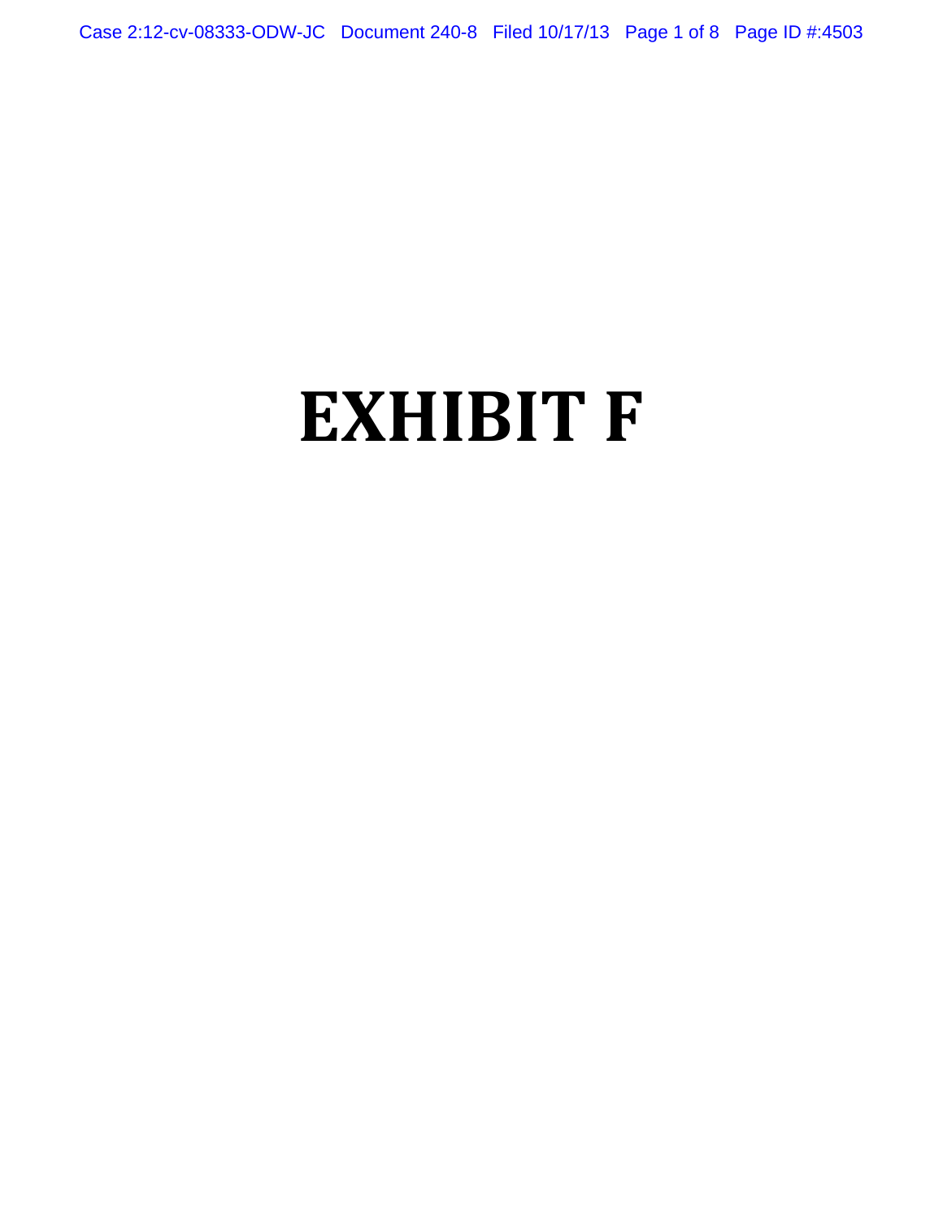# EXHIBIT F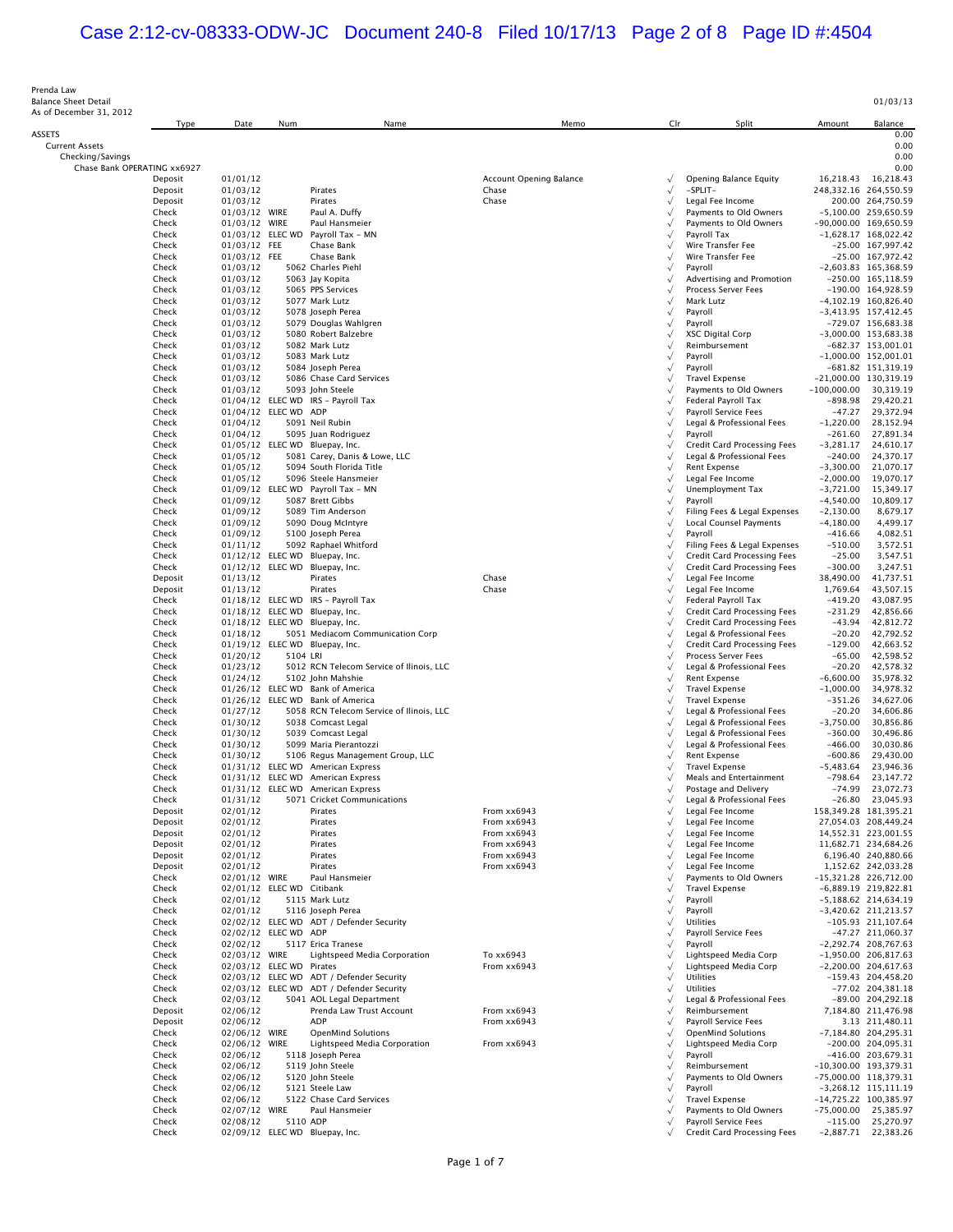Prenda Law
Balance Sheet Detail
As of December 31, 2012

01/03/13

| Type | Date | Num | Name | Memo | Clr | Split | Amount | Balance |
|---|---|---|---|---|---|---|---|---|
| ASSETS | | | | | | | | 0.00 |
| Current Assets | | | | | | | | 0.00 |
| Checking/Savings | | | | | | | | 0.00 |
| Chase Bank OPERATING xx6927 | | | | | | | | 0.00 |
| Deposit | 01/01/12 | | | Account Opening Balance | √ | Opening Balance Equity | 16,218.43 | 16,218.43 |
| Deposit | 01/03/12 | | Pirates | Chase | √ | -SPLIT- | 248,332.16 | 264,550.59 |
| Deposit | 01/03/12 | | Pirates | Chase | √ | Legal Fee Income | 200.00 | 264,750.59 |
| Check | 01/03/12 | WIRE | Paul A. Duffy | | √ | Payments to Old Owners | -5,100.00 | 259,650.59 |
| Check | 01/03/12 | WIRE | Paul Hansmeier | | √ | Payments to Old Owners | -90,000.00 | 169,650.59 |
| Check | 01/03/12 | ELEC WD | Payroll Tax - MN | | √ | Payroll Tax | -1,628.17 | 168,022.42 |
| Check | 01/03/12 | FEE | Chase Bank | | √ | Wire Transfer Fee | -25.00 | 167,997.42 |
| Check | 01/03/12 | FEE | Chase Bank | | √ | Wire Transfer Fee | -25.00 | 167,972.42 |
| Check | 01/03/12 | 5062 | Charles Piehl | | √ | Payroll | -2,603.83 | 165,368.59 |
| Check | 01/03/12 | 5063 | Jay Kopita | | √ | Advertising and Promotion | -250.00 | 165,118.59 |
| Check | 01/03/12 | 5065 | PPS Services | | √ | Process Server Fees | -190.00 | 164,928.59 |
| Check | 01/03/12 | 5077 | Mark Lutz | | √ | Mark Lutz | -4,102.19 | 160,826.40 |
| Check | 01/03/12 | 5078 | Joseph Perea | | √ | Payroll | -3,413.95 | 157,412.45 |
| Check | 01/03/12 | 5079 | Douglas Wahlgren | | √ | Payroll | -729.07 | 156,683.38 |
| Check | 01/03/12 | 5080 | Robert Balzebre | | √ | XSC Digital Corp | -3,000.00 | 153,683.38 |
| Check | 01/03/12 | 5082 | Mark Lutz | | √ | Reimbursement | -682.37 | 153,001.01 |
| Check | 01/03/12 | 5083 | Mark Lutz | | √ | Payroll | -1,000.00 | 152,001.01 |
| Check | 01/03/12 | 5084 | Joseph Perea | | √ | Payroll | -681.82 | 151,319.19 |
| Check | 01/03/12 | 5086 | Chase Card Services | | √ | Travel Expense | -21,000.00 | 130,319.19 |
| Check | 01/03/12 | 5093 | John Steele | | √ | Payments to Old Owners | -100,000.00 | 30,319.19 |
| Check | 01/04/12 | ELEC WD | IRS - Payroll Tax | | √ | Federal Payroll Tax | -898.98 | 29,420.21 |
| Check | 01/04/12 | ELEC WD | ADP | | √ | Payroll Service Fees | -47.27 | 29,372.94 |
| Check | 01/04/12 | 5091 | Neil Rubin | | √ | Legal & Professional Fees | -1,220.00 | 28,152.94 |
| Check | 01/04/12 | 5095 | Juan Rodriguez | | √ | Payroll | -261.60 | 27,891.34 |
| Check | 01/05/12 | ELEC WD | Bluepay, Inc. | | √ | Credit Card Processing Fees | -3,281.17 | 24,610.17 |
| Check | 01/05/12 | 5081 | Carey, Danis & Lowe, LLC | | √ | Legal & Professional Fees | -240.00 | 24,370.17 |
| Check | 01/05/12 | 5094 | South Florida Title | | √ | Rent Expense | -3,300.00 | 21,070.17 |
| Check | 01/05/12 | 5096 | Steele Hansmeier | | √ | Legal Fee Income | -2,000.00 | 19,070.17 |
| Check | 01/09/12 | ELEC WD | Payroll Tax - MN | | √ | Unemployment Tax | -3,721.00 | 15,349.17 |
| Check | 01/09/12 | 5087 | Brett Gibbs | | √ | Payroll | -4,540.00 | 10,809.17 |
| Check | 01/09/12 | 5089 | Tim Anderson | | √ | Filing Fees & Legal Expenses | -2,130.00 | 8,679.17 |
| Check | 01/09/12 | 5090 | Doug McIntyre | | √ | Local Counsel Payments | -4,180.00 | 4,499.17 |
| Check | 01/09/12 | 5100 | Joseph Perea | | √ | Payroll | -416.66 | 4,082.51 |
| Check | 01/11/12 | 5092 | Raphael Whitford | | √ | Filing Fees & Legal Expenses | -510.00 | 3,572.51 |
| Check | 01/12/12 | ELEC WD | Bluepay, Inc. | | √ | Credit Card Processing Fees | -25.00 | 3,547.51 |
| Check | 01/12/12 | ELEC WD | Bluepay, Inc. | | √ | Credit Card Processing Fees | -300.00 | 3,247.51 |
| Deposit | 01/13/12 | | Pirates | Chase | √ | Legal Fee Income | 38,490.00 | 41,737.51 |
| Deposit | 01/13/12 | | Pirates | Chase | √ | Legal Fee Income | 1,769.64 | 43,507.15 |
| Check | 01/18/12 | ELEC WD | IRS - Payroll Tax | | √ | Federal Payroll Tax | -419.20 | 43,087.95 |
| Check | 01/18/12 | ELEC WD | Bluepay, Inc. | | √ | Credit Card Processing Fees | -231.29 | 42,856.66 |
| Check | 01/18/12 | ELEC WD | Bluepay, Inc. | | √ | Credit Card Processing Fees | -43.94 | 42,812.72 |
| Check | 01/18/12 | 5051 | Mediacom Communication Corp | | √ | Legal & Professional Fees | -20.20 | 42,792.52 |
| Check | 01/19/12 | ELEC WD | Bluepay, Inc. | | √ | Credit Card Processing Fees | -129.00 | 42,663.52 |
| Check | 01/20/12 | 5104 | LRI | | √ | Process Server Fees | -65.00 | 42,598.52 |
| Check | 01/23/12 | 5012 | RCN Telecom Service of Ilinois, LLC | | √ | Legal & Professional Fees | -20.20 | 42,578.32 |
| Check | 01/24/12 | 5102 | John Mahshie | | √ | Rent Expense | -6,600.00 | 35,978.32 |
| Check | 01/26/12 | ELEC WD | Bank of America | | √ | Travel Expense | -1,000.00 | 34,978.32 |
| Check | 01/26/12 | ELEC WD | Bank of America | | √ | Travel Expense | -351.26 | 34,627.06 |
| Check | 01/27/12 | 5058 | RCN Telecom Service of Ilinois, LLC | | √ | Legal & Professional Fees | -20.20 | 34,606.86 |
| Check | 01/30/12 | 5038 | Comcast Legal | | √ | Legal & Professional Fees | -3,750.00 | 30,856.86 |
| Check | 01/30/12 | 5039 | Comcast Legal | | √ | Legal & Professional Fees | -360.00 | 30,496.86 |
| Check | 01/30/12 | 5099 | Maria Pierantozzi | | √ | Legal & Professional Fees | -466.00 | 30,030.86 |
| Check | 01/30/12 | 5106 | Regus Management Group, LLC | | √ | Rent Expense | -600.86 | 29,430.00 |
| Check | 01/31/12 | ELEC WD | American Express | | √ | Travel Expense | -5,483.64 | 23,946.36 |
| Check | 01/31/12 | ELEC WD | American Express | | √ | Meals and Entertainment | -798.64 | 23,147.72 |
| Check | 01/31/12 | ELEC WD | American Express | | √ | Postage and Delivery | -74.99 | 23,072.73 |
| Check | 01/31/12 | 5071 | Cricket Communications | | √ | Legal & Professional Fees | -26.80 | 23,045.93 |
| Deposit | 02/01/12 | | Pirates | From xx6943 | √ | Legal Fee Income | 158,349.28 | 181,395.21 |
| Deposit | 02/01/12 | | Pirates | From xx6943 | √ | Legal Fee Income | 27,054.03 | 208,449.24 |
| Deposit | 02/01/12 | | Pirates | From xx6943 | √ | Legal Fee Income | 14,552.31 | 223,001.55 |
| Deposit | 02/01/12 | | Pirates | From xx6943 | √ | Legal Fee Income | 11,682.71 | 234,684.26 |
| Deposit | 02/01/12 | | Pirates | From xx6943 | √ | Legal Fee Income | 6,196.40 | 240,880.66 |
| Deposit | 02/01/12 | | Pirates | From xx6943 | √ | Legal Fee Income | 1,152.62 | 242,033.28 |
| Check | 02/01/12 | WIRE | Paul Hansmeier | | √ | Payments to Old Owners | -15,321.28 | 226,712.00 |
| Check | 02/01/12 | ELEC WD | Citibank | | √ | Travel Expense | -6,889.19 | 219,822.81 |
| Check | 02/01/12 | 5115 | Mark Lutz | | √ | Payroll | -5,188.62 | 214,634.19 |
| Check | 02/01/12 | 5116 | Joseph Perea | | √ | Payroll | -3,420.62 | 211,213.57 |
| Check | 02/02/12 | ELEC WD | ADT / Defender Security | | √ | Utilities | -105.93 | 211,107.64 |
| Check | 02/02/12 | ELEC WD | ADP | | √ | Payroll Service Fees | -47.27 | 211,060.37 |
| Check | 02/02/12 | 5117 | Erica Tranese | | √ | Payroll | -2,292.74 | 208,767.63 |
| Check | 02/03/12 | WIRE | Lightspeed Media Corporation | To xx6943 | √ | Lightspeed Media Corp | -1,950.00 | 206,817.63 |
| Check | 02/03/12 | ELEC WD | Pirates | From xx6943 | √ | Lightspeed Media Corp | -2,200.00 | 204,617.63 |
| Check | 02/03/12 | ELEC WD | ADT / Defender Security | | √ | Utilities | -159.43 | 204,458.20 |
| Check | 02/03/12 | ELEC WD | ADT / Defender Security | | √ | Utilities | -77.02 | 204,381.18 |
| Check | 02/03/12 | 5041 | AOL Legal Department | | √ | Legal & Professional Fees | -89.00 | 204,292.18 |
| Deposit | 02/06/12 | | Prenda Law Trust Account | From xx6943 | √ | Reimbursement | 7,184.80 | 211,476.98 |
| Deposit | 02/06/12 | | ADP | From xx6943 | √ | Payroll Service Fees | 3.13 | 211,480.11 |
| Check | 02/06/12 | WIRE | OpenMind Solutions | | √ | OpenMind Solutions | -7,184.80 | 204,295.31 |
| Check | 02/06/12 | WIRE | Lightspeed Media Corporation | From xx6943 | √ | Lightspeed Media Corp | -200.00 | 204,095.31 |
| Check | 02/06/12 | 5118 | Joseph Perea | | √ | Payroll | -416.00 | 203,679.31 |
| Check | 02/06/12 | 5119 | John Steele | | √ | Reimbursement | -10,300.00 | 193,379.31 |
| Check | 02/06/12 | 5120 | John Steele | | √ | Payments to Old Owners | -75,000.00 | 118,379.31 |
| Check | 02/06/12 | 5121 | Steele Law | | √ | Payroll | -3,268.12 | 115,111.19 |
| Check | 02/06/12 | 5122 | Chase Card Services | | √ | Travel Expense | -14,725.22 | 100,385.97 |
| Check | 02/07/12 | WIRE | Paul Hansmeier | | √ | Payments to Old Owners | -75,000.00 | 25,385.97 |
| Check | 02/08/12 | 5110 | ADP | | √ | Payroll Service Fees | -115.00 | 25,270.97 |
| Check | 02/09/12 | ELEC WD | Bluepay, Inc. | | √ | Credit Card Processing Fees | -2,887.71 | 22,383.26 |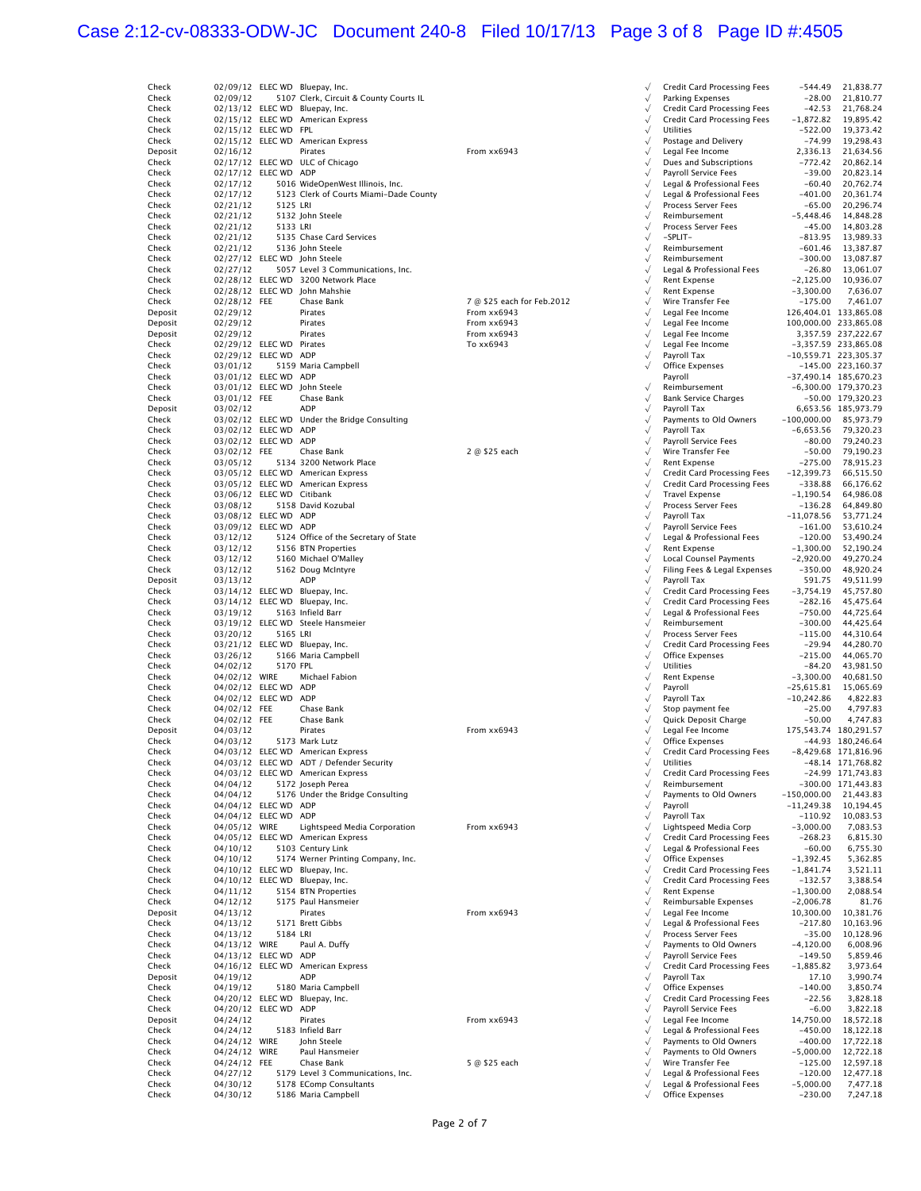| Type | Date | Num | Name | Memo | Clr | Split | Amount | Balance |
|---|---|---|---|---|---|---|---|---|
| Check | 02/09/12 | ELEC WD | Bluepay, Inc. | | √ | Credit Card Processing Fees | -544.49 | 21,838.77 |
| Check | 02/09/12 | 5107 | Clerk, Circuit & County Courts IL | | √ | Parking Expenses | -28.00 | 21,810.77 |
| Check | 02/13/12 | ELEC WD | Bluepay, Inc. | | √ | Credit Card Processing Fees | -42.53 | 21,768.24 |
| Check | 02/15/12 | ELEC WD | American Express | | √ | Credit Card Processing Fees | -1,872.82 | 19,895.42 |
| Check | 02/15/12 | ELEC WD | FPL | | √ | Utilities | -522.00 | 19,373.42 |
| Check | 02/15/12 | ELEC WD | American Express | | √ | Postage and Delivery | -74.99 | 19,298.43 |
| Deposit | 02/16/12 | | Pirates | From xx6943 | √ | Legal Fee Income | 2,336.13 | 21,634.56 |
| Check | 02/17/12 | ELEC WD | ULC of Chicago | | √ | Dues and Subscriptions | -772.42 | 20,862.14 |
| Check | 02/17/12 | ELEC WD | ADP | | √ | Payroll Service Fees | -39.00 | 20,823.14 |
| Check | 02/17/12 | 5016 | WideOpenWest Illinois, Inc. | | √ | Legal & Professional Fees | -60.40 | 20,762.74 |
| Check | 02/17/12 | 5123 | Clerk of Courts Miami-Dade County | | √ | Legal & Professional Fees | -401.00 | 20,361.74 |
| Check | 02/21/12 | 5125 | LRI | | √ | Process Server Fees | -65.00 | 20,296.74 |
| Check | 02/21/12 | 5132 | John Steele | | √ | Reimbursement | -5,448.46 | 14,848.28 |
| Check | 02/21/12 | 5133 | LRI | | √ | Process Server Fees | -45.00 | 14,803.28 |
| Check | 02/21/12 | 5135 | Chase Card Services | | √ | -SPLIT- | -813.95 | 13,989.33 |
| Check | 02/21/12 | 5136 | John Steele | | √ | Reimbursement | -601.46 | 13,387.87 |
| Check | 02/27/12 | ELEC WD | John Steele | | √ | Reimbursement | -300.00 | 13,087.87 |
| Check | 02/27/12 | 5057 | Level 3 Communications, Inc. | | √ | Legal & Professional Fees | -26.80 | 13,061.07 |
| Check | 02/28/12 | ELEC WD | 3200 Network Place | | √ | Rent Expense | -2,125.00 | 10,936.07 |
| Check | 02/28/12 | ELEC WD | John Mahshie | | √ | Rent Expense | -3,300.00 | 7,636.07 |
| Check | 02/28/12 | FEE | Chase Bank | 7 @ $25 each for Feb.2012 | √ | Wire Transfer Fee | -175.00 | 7,461.07 |
| Deposit | 02/29/12 | | Pirates | From xx6943 | √ | Legal Fee Income | 126,404.01 | 133,865.08 |
| Deposit | 02/29/12 | | Pirates | From xx6943 | √ | Legal Fee Income | 100,000.00 | 233,865.08 |
| Deposit | 02/29/12 | | Pirates | From xx6943 | √ | Legal Fee Income | 3,357.59 | 237,222.67 |
| Check | 02/29/12 | ELEC WD | Pirates | To xx6943 | √ | Legal Fee Income | -3,357.59 | 233,865.08 |
| Check | 02/29/12 | ELEC WD | ADP | | √ | Payroll Tax | -10,559.71 | 223,305.37 |
| Check | 03/01/12 | 5159 | Maria Campbell | | √ | Office Expenses | -145.00 | 223,160.37 |
| Check | 03/01/12 | ELEC WD | ADP | | | Payroll | -37,490.14 | 185,670.23 |
| Check | 03/01/12 | ELEC WD | John Steele | | √ | Reimbursement | -6,300.00 | 179,370.23 |
| Check | 03/01/12 | FEE | Chase Bank | | √ | Bank Service Charges | -50.00 | 179,320.23 |
| Deposit | 03/02/12 | | ADP | | √ | Payroll Tax | 6,653.56 | 185,973.79 |
| Check | 03/02/12 | ELEC WD | Under the Bridge Consulting | | √ | Payments to Old Owners | -100,000.00 | 85,973.79 |
| Check | 03/02/12 | ELEC WD | ADP | | √ | Payroll Tax | -6,653.56 | 79,320.23 |
| Check | 03/02/12 | ELEC WD | ADP | | √ | Payroll Service Fees | -80.00 | 79,240.23 |
| Check | 03/02/12 | FEE | Chase Bank | 2 @ $25 each | √ | Wire Transfer Fee | -50.00 | 79,190.23 |
| Check | 03/05/12 | 5134 | 3200 Network Place | | √ | Rent Expense | -275.00 | 78,915.23 |
| Check | 03/05/12 | ELEC WD | American Express | | √ | Credit Card Processing Fees | -12,399.73 | 66,515.50 |
| Check | 03/05/12 | ELEC WD | American Express | | √ | Credit Card Processing Fees | -338.88 | 66,176.62 |
| Check | 03/06/12 | ELEC WD | Citibank | | √ | Travel Expense | -1,190.54 | 64,986.08 |
| Check | 03/08/12 | 5158 | David Kozubal | | √ | Process Server Fees | -136.28 | 64,849.80 |
| Check | 03/08/12 | ELEC WD | ADP | | √ | Payroll Tax | -11,078.56 | 53,771.24 |
| Check | 03/09/12 | ELEC WD | ADP | | √ | Payroll Service Fees | -161.00 | 53,610.24 |
| Check | 03/12/12 | 5124 | Office of the Secretary of State | | √ | Legal & Professional Fees | -120.00 | 53,490.24 |
| Check | 03/12/12 | 5156 | BTN Properties | | √ | Rent Expense | -1,300.00 | 52,190.24 |
| Check | 03/12/12 | 5160 | Michael O'Malley | | √ | Local Counsel Payments | -2,920.00 | 49,270.24 |
| Check | 03/12/12 | 5162 | Doug McIntyre | | √ | Filing Fees & Legal Expenses | -350.00 | 48,920.24 |
| Deposit | 03/13/12 | | ADP | | √ | Payroll Tax | 591.75 | 49,511.99 |
| Check | 03/14/12 | ELEC WD | Bluepay, Inc. | | √ | Credit Card Processing Fees | -3,754.19 | 45,757.80 |
| Check | 03/14/12 | ELEC WD | Bluepay, Inc. | | √ | Credit Card Processing Fees | -282.16 | 45,475.64 |
| Check | 03/19/12 | 5163 | Infield Barr | | √ | Legal & Professional Fees | -750.00 | 44,725.64 |
| Check | 03/19/12 | ELEC WD | Steele Hansmeier | | √ | Reimbursement | -300.00 | 44,425.64 |
| Check | 03/20/12 | 5165 | LRI | | √ | Process Server Fees | -115.00 | 44,310.64 |
| Check | 03/21/12 | ELEC WD | Bluepay, Inc. | | √ | Credit Card Processing Fees | -29.94 | 44,280.70 |
| Check | 03/26/12 | 5166 | Maria Campbell | | √ | Office Expenses | -215.00 | 44,065.70 |
| Check | 04/02/12 | 5170 | FPL | | √ | Utilities | -84.20 | 43,981.50 |
| Check | 04/02/12 | WIRE | Michael Fabion | | √ | Rent Expense | -3,300.00 | 40,681.50 |
| Check | 04/02/12 | ELEC WD | ADP | | √ | Payroll | -25,615.81 | 15,065.69 |
| Check | 04/02/12 | ELEC WD | ADP | | √ | Payroll Tax | -10,242.86 | 4,822.83 |
| Check | 04/02/12 | FEE | Chase Bank | | √ | Stop payment fee | -25.00 | 4,797.83 |
| Check | 04/02/12 | FEE | Chase Bank | | √ | Quick Deposit Charge | -50.00 | 4,747.83 |
| Deposit | 04/03/12 | | Pirates | From xx6943 | √ | Legal Fee Income | 175,543.74 | 180,291.57 |
| Check | 04/03/12 | 5173 | Mark Lutz | | √ | Office Expenses | -44.93 | 180,246.64 |
| Check | 04/03/12 | ELEC WD | American Express | | √ | Credit Card Processing Fees | -8,429.68 | 171,816.96 |
| Check | 04/03/12 | ELEC WD | ADT / Defender Security | | √ | Utilities | -48.14 | 171,768.82 |
| Check | 04/03/12 | ELEC WD | American Express | | √ | Credit Card Processing Fees | -24.99 | 171,743.83 |
| Check | 04/04/12 | 5172 | Joseph Perea | | √ | Reimbursement | -300.00 | 171,443.83 |
| Check | 04/04/12 | 5176 | Under the Bridge Consulting | | √ | Payments to Old Owners | -150,000.00 | 21,443.83 |
| Check | 04/04/12 | ELEC WD | ADP | | √ | Payroll | -11,249.38 | 10,194.45 |
| Check | 04/04/12 | ELEC WD | ADP | | √ | Payroll Tax | -110.92 | 10,083.53 |
| Check | 04/05/12 | WIRE | Lightspeed Media Corporation | From xx6943 | √ | Lightspeed Media Corp | -3,000.00 | 7,083.53 |
| Check | 04/05/12 | ELEC WD | American Express | | √ | Credit Card Processing Fees | -268.23 | 6,815.30 |
| Check | 04/10/12 | 5103 | Century Link | | √ | Legal & Professional Fees | -60.00 | 6,755.30 |
| Check | 04/10/12 | 5174 | Werner Printing Company, Inc. | | √ | Office Expenses | -1,392.45 | 5,362.85 |
| Check | 04/10/12 | ELEC WD | Bluepay, Inc. | | √ | Credit Card Processing Fees | -1,841.74 | 3,521.11 |
| Check | 04/10/12 | ELEC WD | Bluepay, Inc. | | √ | Credit Card Processing Fees | -132.57 | 3,388.54 |
| Check | 04/11/12 | 5154 | BTN Properties | | √ | Rent Expense | -1,300.00 | 2,088.54 |
| Check | 04/12/12 | 5175 | Paul Hansmeier | | √ | Reimbursable Expenses | -2,006.78 | 81.76 |
| Deposit | 04/13/12 | | Pirates | From xx6943 | √ | Legal Fee Income | 10,300.00 | 10,381.76 |
| Check | 04/13/12 | 5171 | Brett Gibbs | | √ | Legal & Professional Fees | -217.80 | 10,163.96 |
| Check | 04/13/12 | 5184 | LRI | | √ | Process Server Fees | -35.00 | 10,128.96 |
| Check | 04/13/12 | WIRE | Paul A. Duffy | | √ | Payments to Old Owners | -4,120.00 | 6,008.96 |
| Check | 04/13/12 | ELEC WD | ADP | | √ | Payroll Service Fees | -149.50 | 5,859.46 |
| Check | 04/16/12 | ELEC WD | American Express | | √ | Credit Card Processing Fees | -1,885.82 | 3,973.64 |
| Deposit | 04/19/12 | | ADP | | √ | Payroll Tax | 17.10 | 3,990.74 |
| Check | 04/19/12 | 5180 | Maria Campbell | | √ | Office Expenses | -140.00 | 3,850.74 |
| Check | 04/20/12 | ELEC WD | Bluepay, Inc. | | √ | Credit Card Processing Fees | -22.56 | 3,828.18 |
| Check | 04/20/12 | ELEC WD | ADP | | √ | Payroll Service Fees | -6.00 | 3,822.18 |
| Deposit | 04/24/12 | | Pirates | From xx6943 | √ | Legal Fee Income | 14,750.00 | 18,572.18 |
| Check | 04/24/12 | 5183 | Infield Barr | | √ | Legal & Professional Fees | -450.00 | 18,122.18 |
| Check | 04/24/12 | WIRE | John Steele | | √ | Payments to Old Owners | -400.00 | 17,722.18 |
| Check | 04/24/12 | WIRE | Paul Hansmeier | | √ | Payments to Old Owners | -5,000.00 | 12,722.18 |
| Check | 04/24/12 | FEE | Chase Bank | 5 @ $25 each | √ | Wire Transfer Fee | -125.00 | 12,597.18 |
| Check | 04/27/12 | 5179 | Level 3 Communications, Inc. | | √ | Legal & Professional Fees | -120.00 | 12,477.18 |
| Check | 04/30/12 | 5178 | EComp Consultants | | √ | Legal & Professional Fees | -5,000.00 | 7,477.18 |
| Check | 04/30/12 | 5186 | Maria Campbell | | √ | Office Expenses | -230.00 | 7,247.18 |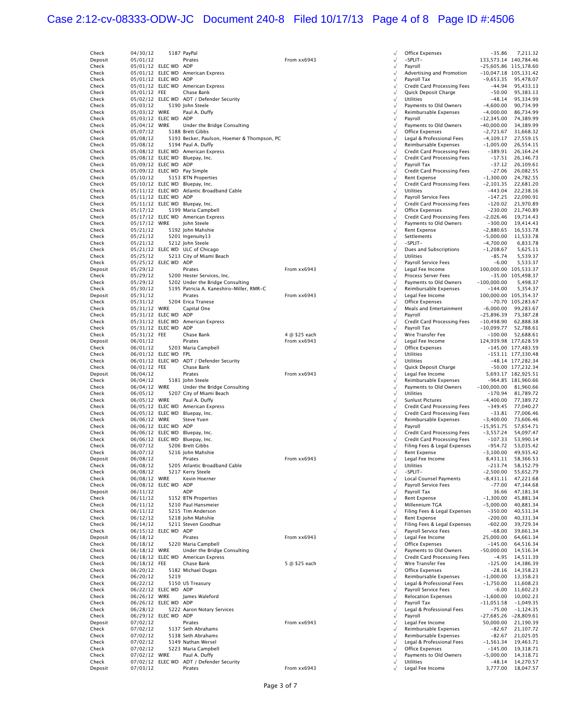| Type | Date | Num | Name | Memo | Clr | Split | Amount | Balance |
|---|---|---|---|---|---|---|---|---|
| Check | 04/30/12 | 5187 | PayPal | | √ | Office Expenses | -35.86 | 7,211.32 |
| Deposit | 05/01/12 | | Pirates | From xx6943 | √ | -SPLIT- | 133,573.14 | 140,784.46 |
| Check | 05/01/12 | ELEC WD | ADP | | √ | Payroll | -25,605.86 | 115,178.60 |
| Check | 05/01/12 | ELEC WD | American Express | | √ | Advertising and Promotion | -10,047.18 | 105,131.42 |
| Check | 05/01/12 | ELEC WD | ADP | | √ | Payroll Tax | -9,653.35 | 95,478.07 |
| Check | 05/01/12 | ELEC WD | American Express | | √ | Credit Card Processing Fees | -44.94 | 95,433.13 |
| Check | 05/01/12 | FEE | Chase Bank | | √ | Quick Deposit Charge | -50.00 | 95,383.13 |
| Check | 05/02/12 | ELEC WD | ADT / Defender Security | | √ | Utilities | -48.14 | 95,334.99 |
| Check | 05/03/12 | 5190 | John Steele | | √ | Payments to Old Owners | -4,600.00 | 90,734.99 |
| Check | 05/03/12 | WIRE | Paul A. Duffy | | √ | Reimbursable Expenses | -4,000.00 | 86,734.99 |
| Check | 05/03/12 | ELEC WD | ADP | | √ | Payroll | -12,345.00 | 74,389.99 |
| Check | 05/04/12 | WIRE | Under the Bridge Consulting | | √ | Payments to Old Owners | -40,000.00 | 34,389.99 |
| Check | 05/07/12 | 5188 | Brett Gibbs | | √ | Office Expenses | -2,721.67 | 31,668.32 |
| Check | 05/08/12 | 5193 | Becker, Paulson, Hoemer & Thompson, PC | | √ | Legal & Professional Fees | -4,109.17 | 27,559.15 |
| Check | 05/08/12 | 5194 | Paul A. Duffy | | √ | Reimbursable Expenses | -1,005.00 | 26,554.15 |
| Check | 05/08/12 | ELEC WD | American Express | | √ | Credit Card Processing Fees | -389.91 | 26,164.24 |
| Check | 05/08/12 | ELEC WD | Bluepay, Inc. | | √ | Credit Card Processing Fees | -17.51 | 26,146.73 |
| Check | 05/09/12 | ELEC WD | ADP | | √ | Payroll Tax | -37.12 | 26,109.61 |
| Check | 05/09/12 | ELEC WD | Pay Simple | | √ | Credit Card Processing Fees | -27.06 | 26,082.55 |
| Check | 05/10/12 | 5153 | BTN Properties | | √ | Rent Expense | -1,300.00 | 24,782.55 |
| Check | 05/10/12 | ELEC WD | Bluepay, Inc. | | √ | Credit Card Processing Fees | -2,101.35 | 22,681.20 |
| Check | 05/11/12 | ELEC WD | Atlantic Broadband Cable | | √ | Utilities | -443.04 | 22,238.16 |
| Check | 05/11/12 | ELEC WD | ADP | | √ | Payroll Service Fees | -147.25 | 22,090.91 |
| Check | 05/11/12 | ELEC WD | Bluepay, Inc. | | √ | Credit Card Processing Fees | -120.02 | 21,970.89 |
| Check | 05/17/12 | 5199 | Maria Campbell | | √ | Office Expenses | -230.00 | 21,740.89 |
| Check | 05/17/12 | ELEC WD | American Express | | √ | Credit Card Processing Fees | -2,026.46 | 19,714.43 |
| Check | 05/17/12 | WIRE | John Steele | | √ | Payments to Old Owners | -300.00 | 19,414.43 |
| Check | 05/21/12 | 5192 | John Mahshie | | √ | Rent Expense | -2,880.65 | 16,533.78 |
| Check | 05/21/12 | 5201 | Ingenuity13 | | √ | Settlements | -5,000.00 | 11,533.78 |
| Check | 05/21/12 | 5212 | John Steele | | √ | -SPLIT- | -4,700.00 | 6,833.78 |
| Check | 05/21/12 | ELEC WD | ULC of Chicago | | √ | Dues and Subscriptions | -1,208.67 | 5,625.11 |
| Check | 05/25/12 | 5213 | City of Miami Beach | | √ | Utilities | -85.74 | 5,539.37 |
| Check | 05/25/12 | ELEC WD | ADP | | √ | Payroll Service Fees | -6.00 | 5,533.37 |
| Deposit | 05/29/12 | | Pirates | From xx6943 | √ | Legal Fee Income | 100,000.00 | 105,533.37 |
| Check | 05/29/12 | 5200 | Hester Services, Inc. | | √ | Process Server Fees | -35.00 | 105,498.37 |
| Check | 05/29/12 | 5202 | Under the Bridge Consulting | | √ | Payments to Old Owners | -100,000.00 | 5,498.37 |
| Check | 05/30/12 | 5195 | Patricia A. Kaneshiro-Miller, RMR-C | | √ | Reimbursable Expenses | -144.00 | 5,354.37 |
| Deposit | 05/31/12 | | Pirates | From xx6943 | √ | Legal Fee Income | 100,000.00 | 105,354.37 |
| Check | 05/31/12 | 5204 | Erica Tranese | | √ | Office Expenses | -70.70 | 105,283.67 |
| Check | 05/31/12 | WIRE | Capital One | | √ | Meals and Entertainment | -6,000.00 | 99,283.67 |
| Check | 05/31/12 | ELEC WD | ADP | | √ | Payroll | -25,896.39 | 73,387.28 |
| Check | 05/31/12 | ELEC WD | American Express | | √ | Credit Card Processing Fees | -10,498.90 | 62,888.38 |
| Check | 05/31/12 | ELEC WD | ADP | | √ | Payroll Tax | -10,099.77 | 52,788.61 |
| Check | 05/31/12 | FEE | Chase Bank | 4 @ $25 each | √ | Wire Transfer Fee | -100.00 | 52,688.61 |
| Deposit | 06/01/12 | | Pirates | From xx6943 | √ | Legal Fee Income | 124,939.98 | 177,628.59 |
| Check | 06/01/12 | 5203 | Maria Campbell | | √ | Office Expenses | -145.00 | 177,483.59 |
| Check | 06/01/12 | ELEC WD | FPL | | √ | Utilities | -153.11 | 177,330.48 |
| Check | 06/01/12 | ELEC WD | ADT / Defender Security | | √ | Utilities | -48.14 | 177,282.34 |
| Check | 06/01/12 | FEE | Chase Bank | | √ | Quick Deposit Charge | -50.00 | 177,232.34 |
| Deposit | 06/04/12 | | Pirates | From xx6943 | √ | Legal Fee Income | 5,693.17 | 182,925.51 |
| Check | 06/04/12 | 5181 | John Steele | | √ | Reimbursable Expenses | -964.85 | 181,960.66 |
| Check | 06/04/12 | WIRE | Under the Bridge Consulting | | √ | Payments to Old Owners | -100,000.00 | 81,960.66 |
| Check | 06/05/12 | 5207 | City of Miami Beach | | √ | Utilities | -170.94 | 81,789.72 |
| Check | 06/05/12 | WIRE | Paul A. Duffy | | √ | Sunlust Pictures | -4,400.00 | 77,389.72 |
| Check | 06/05/12 | ELEC WD | American Express | | √ | Credit Card Processing Fees | -349.45 | 77,040.27 |
| Check | 06/05/12 | ELEC WD | Bluepay, Inc. | | √ | Credit Card Processing Fees | -33.81 | 77,006.46 |
| Check | 06/06/12 | WIRE | Steve Yuen | | √ | Reimbursable Expenses | -3,400.00 | 73,606.46 |
| Check | 06/06/12 | ELEC WD | ADP | | √ | Payroll | -15,951.75 | 57,654.71 |
| Check | 06/06/12 | ELEC WD | Bluepay, Inc. | | √ | Credit Card Processing Fees | -3,557.24 | 54,097.47 |
| Check | 06/06/12 | ELEC WD | Bluepay, Inc. | | √ | Credit Card Processing Fees | -107.33 | 53,990.14 |
| Check | 06/07/12 | 5206 | Brett Gibbs | | √ | Filing Fees & Legal Expenses | -954.72 | 53,035.42 |
| Check | 06/07/12 | 5216 | John Mahshie | | √ | Rent Expense | -3,100.00 | 49,935.42 |
| Deposit | 06/08/12 | | Pirates | From xx6943 | √ | Legal Fee Income | 8,431.11 | 58,366.53 |
| Check | 06/08/12 | 5205 | Atlantic Broadband Cable | | √ | Utilities | -213.74 | 58,152.79 |
| Check | 06/08/12 | 5217 | Kerry Steele | | √ | -SPLIT- | -2,500.00 | 55,652.79 |
| Check | 06/08/12 | WIRE | Kevin Hoerner | | √ | Local Counsel Payments | -8,431.11 | 47,221.68 |
| Check | 06/08/12 | ELEC WD | ADP | | √ | Payroll Service Fees | -77.00 | 47,144.68 |
| Deposit | 06/11/12 | | ADP | | √ | Payroll Tax | 36.66 | 47,181.34 |
| Check | 06/11/12 | 5152 | BTN Properties | | √ | Rent Expense | -1,300.00 | 45,881.34 |
| Check | 06/11/12 | 5210 | Paul Hansmeier | | √ | Millennium TGA | -5,000.00 | 40,881.34 |
| Check | 06/11/12 | 5215 | Tim Anderson | | √ | Filing Fees & Legal Expenses | -350.00 | 40,531.34 |
| Check | 06/12/12 | 5218 | John Mahshie | | √ | Rent Expense | -200.00 | 40,331.34 |
| Check | 06/14/12 | 5211 | Steven Goodhue | | √ | Filing Fees & Legal Expenses | -602.00 | 39,729.34 |
| Check | 06/15/12 | ELEC WD | ADP | | √ | Payroll Service Fees | -68.00 | 39,661.34 |
| Deposit | 06/18/12 | | Pirates | From xx6943 | √ | Legal Fee Income | 25,000.00 | 64,661.34 |
| Check | 06/18/12 | 5220 | Maria Campbell | | √ | Office Expenses | -145.00 | 64,516.34 |
| Check | 06/18/12 | WIRE | Under the Bridge Consulting | | √ | Payments to Old Owners | -50,000.00 | 14,516.34 |
| Check | 06/18/12 | ELEC WD | American Express | | √ | Credit Card Processing Fees | -4.95 | 14,511.39 |
| Check | 06/18/12 | FEE | Chase Bank | 5 @ $25 each | √ | Wire Transfer Fee | -125.00 | 14,386.39 |
| Check | 06/20/12 | 5182 | Michael Dugas | | √ | Office Expenses | -28.16 | 14,358.23 |
| Check | 06/20/12 | 5219 | | | √ | Reimbursable Expenses | -1,000.00 | 13,358.23 |
| Check | 06/22/12 | 5150 | US Treasury | | √ | Legal & Professional Fees | -1,750.00 | 11,608.23 |
| Check | 06/22/12 | ELEC WD | ADP | | √ | Payroll Service Fees | -6.00 | 11,602.23 |
| Check | 06/26/12 | WIRE | James Waleford | | √ | Relocation Expenses | -1,600.00 | 10,002.23 |
| Check | 06/26/12 | ELEC WD | ADP | | √ | Payroll Tax | -11,051.58 | -1,049.35 |
| Check | 06/28/12 | 5222 | Aaron Notary Services | | √ | Legal & Professional Fees | -75.00 | -1,124.35 |
| Check | 06/29/12 | ELEC WD | ADP | | √ | Payroll | -27,685.26 | -28,809.61 |
| Deposit | 07/02/12 | | Pirates | From xx6943 | √ | Legal Fee Income | 50,000.00 | 21,190.39 |
| Check | 07/02/12 | 5137 | Seth Abrahams | | √ | Reimbursable Expenses | -82.67 | 21,107.72 |
| Check | 07/02/12 | 5138 | Seth Abrahams | | √ | Reimbursable Expenses | -82.67 | 21,025.05 |
| Check | 07/02/12 | 5149 | Nathan Wersel | | √ | Legal & Professional Fees | -1,561.34 | 19,463.71 |
| Check | 07/02/12 | 5223 | Maria Campbell | | √ | Office Expenses | -145.00 | 19,318.71 |
| Check | 07/02/12 | WIRE | Paul A. Duffy | | √ | Payments to Old Owners | -5,000.00 | 14,318.71 |
| Check | 07/02/12 | ELEC WD | ADT / Defender Security | | √ | Utilities | -48.14 | 14,270.57 |
| Deposit | 07/03/12 | | Pirates | From xx6943 | √ | Legal Fee Income | 3,777.00 | 18,047.57 |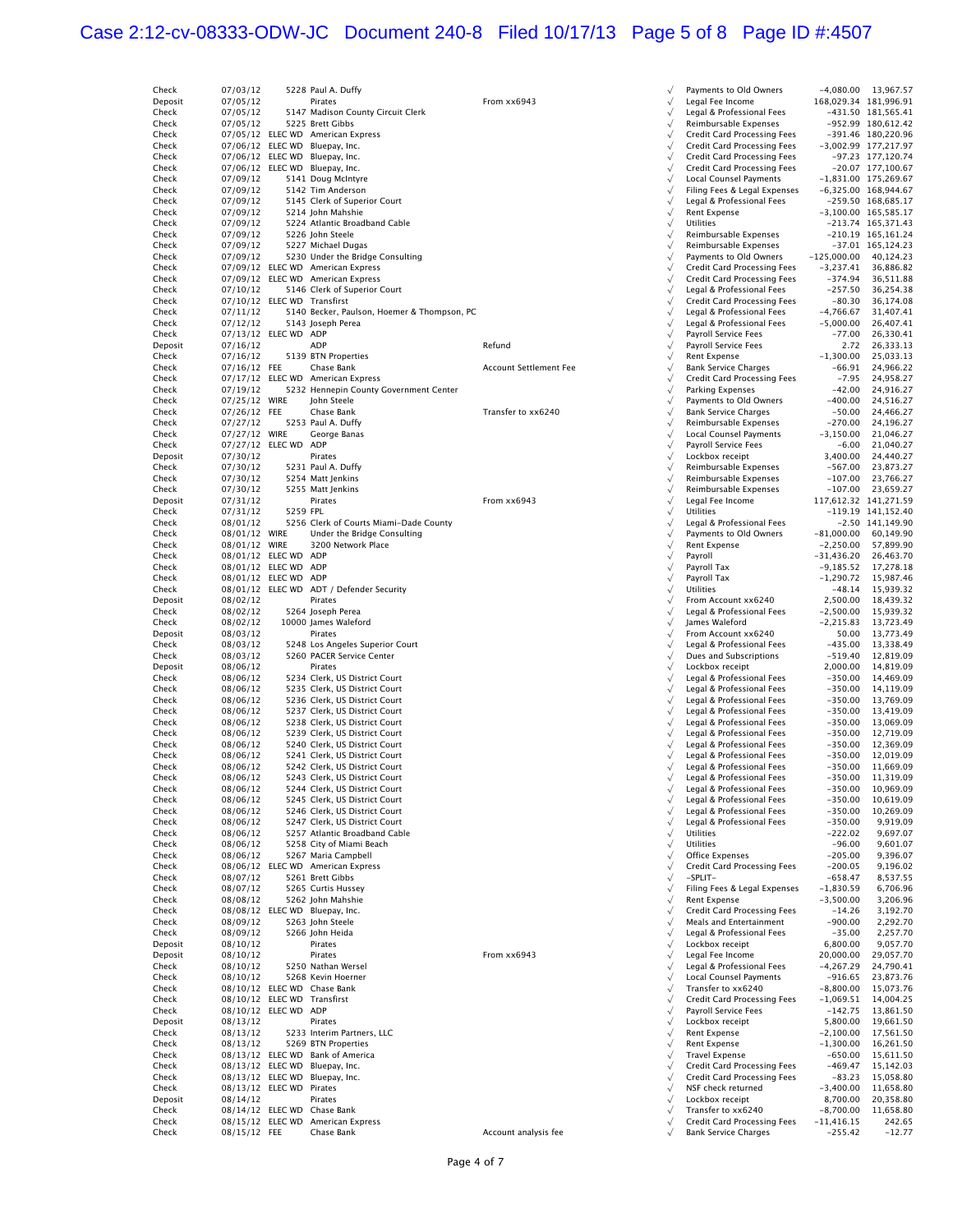| Type | Date | Num | Name | Memo | Clr | Split | Amount | Balance |
|---|---|---|---|---|---|---|---|---|
| Check | 07/03/12 | 5228 | Paul A. Duffy | | √ | Payments to Old Owners | -4,080.00 | 13,967.57 |
| Deposit | 07/05/12 | | Pirates | From xx6943 | √ | Legal Fee Income | 168,029.34 | 181,996.91 |
| Check | 07/05/12 | 5147 | Madison County Circuit Clerk | | √ | Legal & Professional Fees | -431.50 | 181,565.41 |
| Check | 07/05/12 | 5225 | Brett Gibbs | | √ | Reimbursable Expenses | -952.99 | 180,612.42 |
| Check | 07/05/12 | ELEC WD | American Express | | √ | Credit Card Processing Fees | -391.46 | 180,220.96 |
| Check | 07/06/12 | ELEC WD | Bluepay, Inc. | | √ | Credit Card Processing Fees | -3,002.99 | 177,217.97 |
| Check | 07/06/12 | ELEC WD | Bluepay, Inc. | | √ | Credit Card Processing Fees | -97.23 | 177,120.74 |
| Check | 07/06/12 | ELEC WD | Bluepay, Inc. | | √ | Credit Card Processing Fees | -20.07 | 177,100.67 |
| Check | 07/09/12 | 5141 | Doug McIntyre | | √ | Local Counsel Payments | -1,831.00 | 175,269.67 |
| Check | 07/09/12 | 5142 | Tim Anderson | | √ | Filing Fees & Legal Expenses | -6,325.00 | 168,944.67 |
| Check | 07/09/12 | 5145 | Clerk of Superior Court | | √ | Legal & Professional Fees | -259.50 | 168,685.17 |
| Check | 07/09/12 | 5214 | John Mahshie | | √ | Rent Expense | -3,100.00 | 165,585.17 |
| Check | 07/09/12 | 5224 | Atlantic Broadband Cable | | √ | Utilities | -213.74 | 165,371.43 |
| Check | 07/09/12 | 5226 | John Steele | | √ | Reimbursable Expenses | -210.19 | 165,161.24 |
| Check | 07/09/12 | 5227 | Michael Dugas | | √ | Reimbursable Expenses | -37.01 | 165,124.23 |
| Check | 07/09/12 | 5230 | Under the Bridge Consulting | | √ | Payments to Old Owners | -125,000.00 | 40,124.23 |
| Check | 07/09/12 | ELEC WD | American Express | | √ | Credit Card Processing Fees | -3,237.41 | 36,886.82 |
| Check | 07/09/12 | ELEC WD | American Express | | √ | Credit Card Processing Fees | -374.94 | 36,511.88 |
| Check | 07/10/12 | 5146 | Clerk of Superior Court | | √ | Legal & Professional Fees | -257.50 | 36,254.38 |
| Check | 07/10/12 | ELEC WD | Transfirst | | √ | Credit Card Processing Fees | -80.30 | 36,174.08 |
| Check | 07/11/12 | 5140 | Becker, Paulson, Hoemer & Thompson, PC | | √ | Legal & Professional Fees | -4,766.67 | 31,407.41 |
| Check | 07/12/12 | 5143 | Joseph Perea | | √ | Legal & Professional Fees | -5,000.00 | 26,407.41 |
| Check | 07/13/12 | ELEC WD | ADP | | √ | Payroll Service Fees | -77.00 | 26,330.41 |
| Deposit | 07/16/12 | | ADP | Refund | √ | Payroll Service Fees | 2.72 | 26,333.13 |
| Check | 07/16/12 | 5139 | BTN Properties | | √ | Rent Expense | -1,300.00 | 25,033.13 |
| Check | 07/16/12 | FEE | Chase Bank | Account Settlement Fee | √ | Bank Service Charges | -66.91 | 24,966.22 |
| Check | 07/17/12 | ELEC WD | American Express | | √ | Credit Card Processing Fees | -7.95 | 24,958.27 |
| Check | 07/19/12 | 5232 | Hennepin County Government Center | | √ | Parking Expenses | -42.00 | 24,916.27 |
| Check | 07/25/12 | WIRE | John Steele | | √ | Payments to Old Owners | -400.00 | 24,516.27 |
| Check | 07/26/12 | FEE | Chase Bank | Transfer to xx6240 | √ | Bank Service Charges | -50.00 | 24,466.27 |
| Check | 07/27/12 | 5253 | Paul A. Duffy | | √ | Reimbursable Expenses | -270.00 | 24,196.27 |
| Check | 07/27/12 | WIRE | George Banas | | √ | Local Counsel Payments | -3,150.00 | 21,046.27 |
| Check | 07/27/12 | ELEC WD | ADP | | √ | Payroll Service Fees | -6.00 | 21,040.27 |
| Deposit | 07/30/12 | | Pirates | | √ | Lockbox receipt | 3,400.00 | 24,440.27 |
| Check | 07/30/12 | 5231 | Paul A. Duffy | | √ | Reimbursable Expenses | -567.00 | 23,873.27 |
| Check | 07/30/12 | 5254 | Matt Jenkins | | √ | Reimbursable Expenses | -107.00 | 23,766.27 |
| Check | 07/30/12 | 5255 | Matt Jenkins | | √ | Reimbursable Expenses | -107.00 | 23,659.27 |
| Deposit | 07/31/12 | | Pirates | From xx6943 | √ | Legal Fee Income | 117,612.32 | 141,271.59 |
| Check | 07/31/12 | 5259 | FPL | | √ | Utilities | -119.19 | 141,152.40 |
| Check | 08/01/12 | 5256 | Clerk of Courts Miami-Dade County | | √ | Legal & Professional Fees | -2.50 | 141,149.90 |
| Check | 08/01/12 | WIRE | Under the Bridge Consulting | | √ | Payments to Old Owners | -81,000.00 | 60,149.90 |
| Check | 08/01/12 | WIRE | 3200 Network Place | | √ | Rent Expense | -2,250.00 | 57,899.90 |
| Check | 08/01/12 | ELEC WD | ADP | | √ | Payroll | -31,436.20 | 26,463.70 |
| Check | 08/01/12 | ELEC WD | ADP | | √ | Payroll Tax | -9,185.52 | 17,278.18 |
| Check | 08/01/12 | ELEC WD | ADP | | √ | Payroll Tax | -1,290.72 | 15,987.46 |
| Check | 08/01/12 | ELEC WD | ADT / Defender Security | | √ | Utilities | -48.14 | 15,939.32 |
| Deposit | 08/02/12 | | Pirates | | √ | From Account xx6240 | 2,500.00 | 18,439.32 |
| Check | 08/02/12 | 5264 | Joseph Perea | | √ | Legal & Professional Fees | -2,500.00 | 15,939.32 |
| Check | 08/02/12 | 10000 | James Waleford | | √ | James Waleford | -2,215.83 | 13,723.49 |
| Deposit | 08/03/12 | | Pirates | | √ | From Account xx6240 | 50.00 | 13,773.49 |
| Check | 08/03/12 | 5248 | Los Angeles Superior Court | | √ | Legal & Professional Fees | -435.00 | 13,338.49 |
| Check | 08/03/12 | 5260 | PACER Service Center | | √ | Dues and Subscriptions | -519.40 | 12,819.09 |
| Deposit | 08/06/12 | | Pirates | | √ | Lockbox receipt | 2,000.00 | 14,819.09 |
| Check | 08/06/12 | 5234 | Clerk, US District Court | | √ | Legal & Professional Fees | -350.00 | 14,469.09 |
| Check | 08/06/12 | 5235 | Clerk, US District Court | | √ | Legal & Professional Fees | -350.00 | 14,119.09 |
| Check | 08/06/12 | 5236 | Clerk, US District Court | | √ | Legal & Professional Fees | -350.00 | 13,769.09 |
| Check | 08/06/12 | 5237 | Clerk, US District Court | | √ | Legal & Professional Fees | -350.00 | 13,419.09 |
| Check | 08/06/12 | 5238 | Clerk, US District Court | | √ | Legal & Professional Fees | -350.00 | 13,069.09 |
| Check | 08/06/12 | 5239 | Clerk, US District Court | | √ | Legal & Professional Fees | -350.00 | 12,719.09 |
| Check | 08/06/12 | 5240 | Clerk, US District Court | | √ | Legal & Professional Fees | -350.00 | 12,369.09 |
| Check | 08/06/12 | 5241 | Clerk, US District Court | | √ | Legal & Professional Fees | -350.00 | 12,019.09 |
| Check | 08/06/12 | 5242 | Clerk, US District Court | | √ | Legal & Professional Fees | -350.00 | 11,669.09 |
| Check | 08/06/12 | 5243 | Clerk, US District Court | | √ | Legal & Professional Fees | -350.00 | 11,319.09 |
| Check | 08/06/12 | 5244 | Clerk, US District Court | | √ | Legal & Professional Fees | -350.00 | 10,969.09 |
| Check | 08/06/12 | 5245 | Clerk, US District Court | | √ | Legal & Professional Fees | -350.00 | 10,619.09 |
| Check | 08/06/12 | 5246 | Clerk, US District Court | | √ | Legal & Professional Fees | -350.00 | 10,269.09 |
| Check | 08/06/12 | 5247 | Clerk, US District Court | | √ | Legal & Professional Fees | -350.00 | 9,919.09 |
| Check | 08/06/12 | 5257 | Atlantic Broadband Cable | | √ | Utilities | -222.02 | 9,697.07 |
| Check | 08/06/12 | 5258 | City of Miami Beach | | √ | Utilities | -96.00 | 9,601.07 |
| Check | 08/06/12 | 5267 | Maria Campbell | | √ | Office Expenses | -205.00 | 9,396.07 |
| Check | 08/06/12 | ELEC WD | American Express | | √ | Credit Card Processing Fees | -200.05 | 9,196.02 |
| Check | 08/07/12 | 5261 | Brett Gibbs | | √ | -SPLIT- | -658.47 | 8,537.55 |
| Check | 08/07/12 | 5265 | Curtis Hussey | | √ | Filing Fees & Legal Expenses | -1,830.59 | 6,706.96 |
| Check | 08/08/12 | 5262 | John Mahshie | | √ | Rent Expense | -3,500.00 | 3,206.96 |
| Check | 08/08/12 | ELEC WD | Bluepay, Inc. | | √ | Credit Card Processing Fees | -14.26 | 3,192.70 |
| Check | 08/09/12 | 5263 | John Steele | | √ | Meals and Entertainment | -900.00 | 2,292.70 |
| Check | 08/09/12 | 5266 | John Heida | | √ | Legal & Professional Fees | -35.00 | 2,257.70 |
| Deposit | 08/10/12 | | Pirates | | √ | Lockbox receipt | 6,800.00 | 9,057.70 |
| Deposit | 08/10/12 | | Pirates | From xx6943 | √ | Legal Fee Income | 20,000.00 | 29,057.70 |
| Check | 08/10/12 | 5250 | Nathan Wersel | | √ | Legal & Professional Fees | -4,267.29 | 24,790.41 |
| Check | 08/10/12 | 5268 | Kevin Hoerner | | √ | Local Counsel Payments | -916.65 | 23,873.76 |
| Check | 08/10/12 | ELEC WD | Chase Bank | | √ | Transfer to xx6240 | -8,800.00 | 15,073.76 |
| Check | 08/10/12 | ELEC WD | Transfirst | | √ | Credit Card Processing Fees | -1,069.51 | 14,004.25 |
| Check | 08/10/12 | ELEC WD | ADP | | √ | Payroll Service Fees | -142.75 | 13,861.50 |
| Deposit | 08/13/12 | | Pirates | | √ | Lockbox receipt | 5,800.00 | 19,661.50 |
| Check | 08/13/12 | 5233 | Interim Partners, LLC | | √ | Rent Expense | -2,100.00 | 17,561.50 |
| Check | 08/13/12 | 5269 | BTN Properties | | √ | Rent Expense | -1,300.00 | 16,261.50 |
| Check | 08/13/12 | ELEC WD | Bank of America | | √ | Travel Expense | -650.00 | 15,611.50 |
| Check | 08/13/12 | ELEC WD | Bluepay, Inc. | | √ | Credit Card Processing Fees | -469.47 | 15,142.03 |
| Check | 08/13/12 | ELEC WD | Bluepay, Inc. | | √ | Credit Card Processing Fees | -83.23 | 15,058.80 |
| Check | 08/13/12 | ELEC WD | Pirates | | √ | NSF check returned | -3,400.00 | 11,658.80 |
| Deposit | 08/14/12 | | Pirates | | √ | Lockbox receipt | 8,700.00 | 20,358.80 |
| Check | 08/14/12 | ELEC WD | Chase Bank | | √ | Transfer to xx6240 | -8,700.00 | 11,658.80 |
| Check | 08/15/12 | ELEC WD | American Express | | √ | Credit Card Processing Fees | -11,416.15 | 242.65 |
| Check | 08/15/12 | FEE | Chase Bank | Account analysis fee | √ | Bank Service Charges | -255.42 | -12.77 |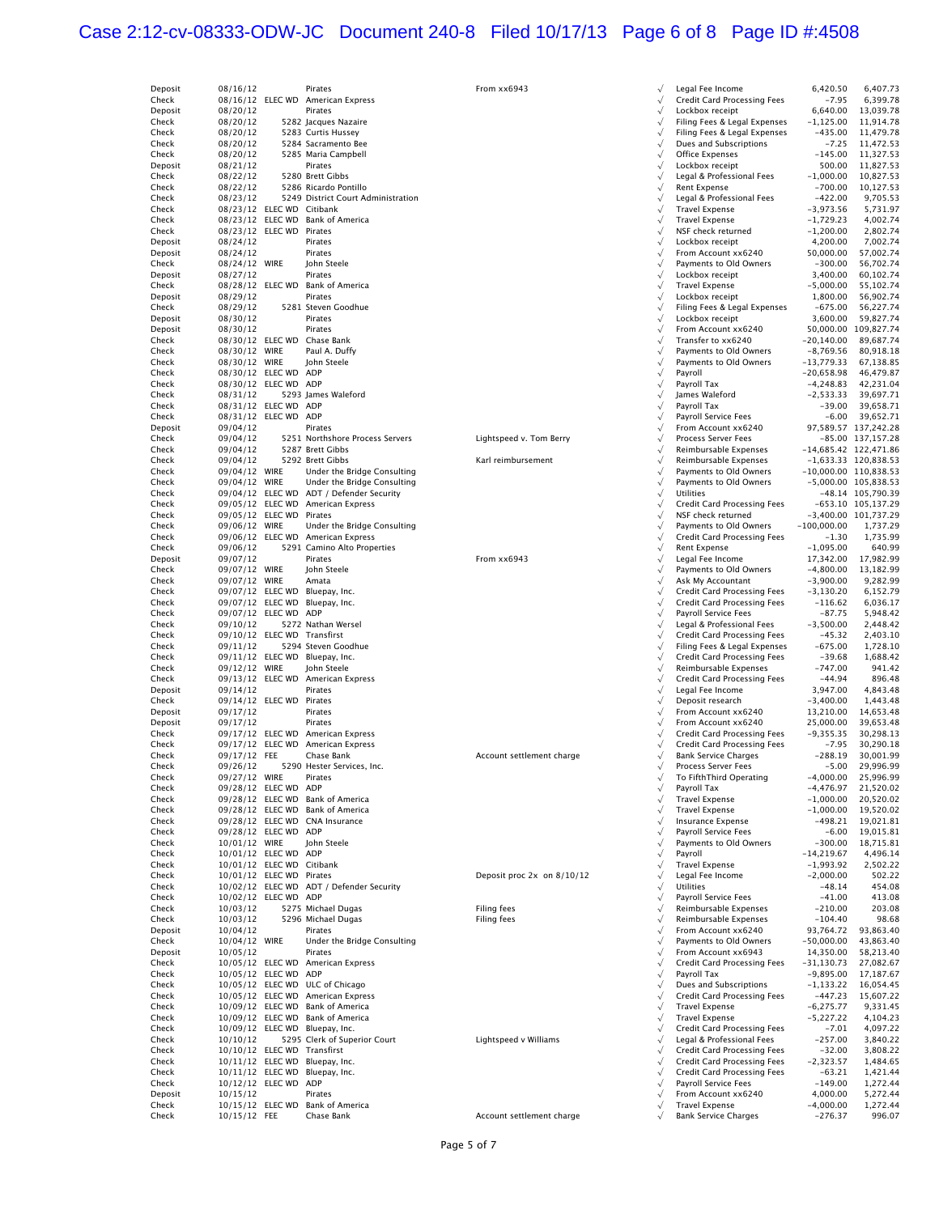| Type | Date | Num | Name | Memo | Clr | Split | Amount | Balance |
|---|---|---|---|---|---|---|---|---|
| Deposit | 08/16/12 | | Pirates | From xx6943 | √ | Legal Fee Income | 6,420.50 | 6,407.73 |
| Check | 08/16/12 | ELEC WD | American Express | | √ | Credit Card Processing Fees | -7.95 | 6,399.78 |
| Deposit | 08/20/12 | | Pirates | | √ | Lockbox receipt | 6,640.00 | 13,039.78 |
| Check | 08/20/12 | 5282 | Jacques Nazaire | | √ | Filing Fees & Legal Expenses | -1,125.00 | 11,914.78 |
| Check | 08/20/12 | 5283 | Curtis Hussey | | √ | Filing Fees & Legal Expenses | -435.00 | 11,479.78 |
| Check | 08/20/12 | 5284 | Sacramento Bee | | √ | Dues and Subscriptions | -7.25 | 11,472.53 |
| Check | 08/20/12 | 5285 | Maria Campbell | | √ | Office Expenses | -145.00 | 11,327.53 |
| Deposit | 08/21/12 | | Pirates | | √ | Lockbox receipt | 500.00 | 11,827.53 |
| Check | 08/22/12 | 5280 | Brett Gibbs | | √ | Legal & Professional Fees | -1,000.00 | 10,827.53 |
| Check | 08/22/12 | 5286 | Ricardo Pontillo | | √ | Rent Expense | -700.00 | 10,127.53 |
| Check | 08/23/12 | 5249 | District Court Administration | | √ | Legal & Professional Fees | -422.00 | 9,705.53 |
| Check | 08/23/12 | ELEC WD | Citibank | | √ | Travel Expense | -3,973.56 | 5,731.97 |
| Check | 08/23/12 | ELEC WD | Bank of America | | √ | Travel Expense | -1,729.23 | 4,002.74 |
| Check | 08/23/12 | ELEC WD | Pirates | | √ | NSF check returned | -1,200.00 | 2,802.74 |
| Deposit | 08/24/12 | | Pirates | | √ | Lockbox receipt | 4,200.00 | 7,002.74 |
| Deposit | 08/24/12 | | Pirates | | √ | From Account xx6240 | 50,000.00 | 57,002.74 |
| Check | 08/24/12 | WIRE | John Steele | | √ | Payments to Old Owners | -300.00 | 56,702.74 |
| Deposit | 08/27/12 | | Pirates | | √ | Lockbox receipt | 3,400.00 | 60,102.74 |
| Check | 08/28/12 | ELEC WD | Bank of America | | √ | Travel Expense | -5,000.00 | 55,102.74 |
| Deposit | 08/29/12 | | Pirates | | √ | Lockbox receipt | 1,800.00 | 56,902.74 |
| Check | 08/29/12 | 5281 | Steven Goodhue | | √ | Filing Fees & Legal Expenses | -675.00 | 56,227.74 |
| Deposit | 08/30/12 | | Pirates | | √ | Lockbox receipt | 3,600.00 | 59,827.74 |
| Deposit | 08/30/12 | | Pirates | | √ | From Account xx6240 | 50,000.00 | 109,827.74 |
| Check | 08/30/12 | ELEC WD | Chase Bank | | √ | Transfer to xx6240 | -20,140.00 | 89,687.74 |
| Check | 08/30/12 | WIRE | Paul A. Duffy | | √ | Payments to Old Owners | -8,769.56 | 80,918.18 |
| Check | 08/30/12 | WIRE | John Steele | | √ | Payments to Old Owners | -13,779.33 | 67,138.85 |
| Check | 08/30/12 | ELEC WD | ADP | | √ | Payroll | -20,658.98 | 46,479.87 |
| Check | 08/30/12 | ELEC WD | ADP | | √ | Payroll Tax | -4,248.83 | 42,231.04 |
| Check | 08/31/12 | 5293 | James Waleford | | √ | James Waleford | -2,533.33 | 39,697.71 |
| Check | 08/31/12 | ELEC WD | ADP | | √ | Payroll Tax | -39.00 | 39,658.71 |
| Check | 08/31/12 | ELEC WD | ADP | | √ | Payroll Service Fees | -6.00 | 39,652.71 |
| Deposit | 09/04/12 | | Pirates | | √ | From Account xx6240 | 97,589.57 | 137,242.28 |
| Check | 09/04/12 | 5251 | Northshore Process Servers | Lightspeed v. Tom Berry | √ | Process Server Fees | -85.00 | 137,157.28 |
| Check | 09/04/12 | 5287 | Brett Gibbs | | √ | Reimbursable Expenses | -14,685.42 | 122,471.86 |
| Check | 09/04/12 | 5292 | Brett Gibbs | Karl reimbursement | √ | Reimbursable Expenses | -1,633.33 | 120,838.53 |
| Check | 09/04/12 | WIRE | Under the Bridge Consulting | | √ | Payments to Old Owners | -10,000.00 | 110,838.53 |
| Check | 09/04/12 | WIRE | Under the Bridge Consulting | | √ | Payments to Old Owners | -5,000.00 | 105,838.53 |
| Check | 09/04/12 | ELEC WD | ADT / Defender Security | | √ | Utilities | -48.14 | 105,790.39 |
| Check | 09/05/12 | ELEC WD | American Express | | √ | Credit Card Processing Fees | -653.10 | 105,137.29 |
| Check | 09/05/12 | ELEC WD | Pirates | | √ | NSF check returned | -3,400.00 | 101,737.29 |
| Check | 09/06/12 | WIRE | Under the Bridge Consulting | | √ | Payments to Old Owners | -100,000.00 | 1,737.29 |
| Check | 09/06/12 | ELEC WD | American Express | | √ | Credit Card Processing Fees | -1.30 | 1,735.99 |
| Check | 09/06/12 | 5291 | Camino Alto Properties | | √ | Rent Expense | -1,095.00 | 640.99 |
| Deposit | 09/07/12 | | Pirates | From xx6943 | √ | Legal Fee Income | 17,342.00 | 17,982.99 |
| Check | 09/07/12 | WIRE | John Steele | | √ | Payments to Old Owners | -4,800.00 | 13,182.99 |
| Check | 09/07/12 | WIRE | Amata | | √ | Ask My Accountant | -3,900.00 | 9,282.99 |
| Check | 09/07/12 | ELEC WD | Bluepay, Inc. | | √ | Credit Card Processing Fees | -3,130.20 | 6,152.79 |
| Check | 09/07/12 | ELEC WD | Bluepay, Inc. | | √ | Credit Card Processing Fees | -116.62 | 6,036.17 |
| Check | 09/07/12 | ELEC WD | ADP | | √ | Payroll Service Fees | -87.75 | 5,948.42 |
| Check | 09/10/12 | 5272 | Nathan Wersel | | √ | Legal & Professional Fees | -3,500.00 | 2,448.42 |
| Check | 09/10/12 | ELEC WD | Transfirst | | √ | Credit Card Processing Fees | -45.32 | 2,403.10 |
| Check | 09/11/12 | 5294 | Steven Goodhue | | √ | Filing Fees & Legal Expenses | -675.00 | 1,728.10 |
| Check | 09/11/12 | ELEC WD | Bluepay, Inc. | | √ | Credit Card Processing Fees | -39.68 | 1,688.42 |
| Check | 09/12/12 | WIRE | John Steele | | √ | Reimbursable Expenses | -747.00 | 941.42 |
| Check | 09/13/12 | ELEC WD | American Express | | √ | Credit Card Processing Fees | -44.94 | 896.48 |
| Deposit | 09/14/12 | | Pirates | | √ | Legal Fee Income | 3,947.00 | 4,843.48 |
| Check | 09/14/12 | ELEC WD | Pirates | | √ | Deposit research | -3,400.00 | 1,443.48 |
| Deposit | 09/17/12 | | Pirates | | √ | From Account xx6240 | 13,210.00 | 14,653.48 |
| Deposit | 09/17/12 | | Pirates | | √ | From Account xx6240 | 25,000.00 | 39,653.48 |
| Check | 09/17/12 | ELEC WD | American Express | | √ | Credit Card Processing Fees | -9,355.35 | 30,298.13 |
| Check | 09/17/12 | ELEC WD | American Express | | √ | Credit Card Processing Fees | -7.95 | 30,290.18 |
| Check | 09/17/12 | FEE | Chase Bank | Account settlement charge | √ | Bank Service Charges | -288.19 | 30,001.99 |
| Check | 09/26/12 | 5290 | Hester Services, Inc. | | √ | Process Server Fees | -5.00 | 29,996.99 |
| Check | 09/27/12 | WIRE | Pirates | | √ | To FifthThird Operating | -4,000.00 | 25,996.99 |
| Check | 09/28/12 | ELEC WD | ADP | | √ | Payroll Tax | -4,476.97 | 21,520.02 |
| Check | 09/28/12 | ELEC WD | Bank of America | | √ | Travel Expense | -1,000.00 | 20,520.02 |
| Check | 09/28/12 | ELEC WD | Bank of America | | √ | Travel Expense | -1,000.00 | 19,520.02 |
| Check | 09/28/12 | ELEC WD | CNA Insurance | | √ | Insurance Expense | -498.21 | 19,021.81 |
| Check | 09/28/12 | ELEC WD | ADP | | √ | Payroll Service Fees | -6.00 | 19,015.81 |
| Check | 10/01/12 | WIRE | John Steele | | √ | Payments to Old Owners | -300.00 | 18,715.81 |
| Check | 10/01/12 | ELEC WD | ADP | | √ | Payroll | -14,219.67 | 4,496.14 |
| Check | 10/01/12 | ELEC WD | Citibank | | √ | Travel Expense | -1,993.92 | 2,502.22 |
| Check | 10/01/12 | ELEC WD | Pirates | Deposit proc 2x on 8/10/12 | √ | Legal Fee Income | -2,000.00 | 502.22 |
| Check | 10/02/12 | ELEC WD | ADT / Defender Security | | √ | Utilities | -48.14 | 454.08 |
| Check | 10/02/12 | ELEC WD | ADP | | √ | Payroll Service Fees | -41.00 | 413.08 |
| Check | 10/03/12 | 5275 | Michael Dugas | Filing fees | √ | Reimbursable Expenses | -210.00 | 203.08 |
| Check | 10/03/12 | 5296 | Michael Dugas | Filing fees | √ | Reimbursable Expenses | -104.40 | 98.68 |
| Deposit | 10/04/12 | | Pirates | | √ | From Account xx6240 | 93,764.72 | 93,863.40 |
| Check | 10/04/12 | WIRE | Under the Bridge Consulting | | √ | Payments to Old Owners | -50,000.00 | 43,863.40 |
| Deposit | 10/05/12 | | Pirates | | √ | From Account xx6943 | 14,350.00 | 58,213.40 |
| Check | 10/05/12 | ELEC WD | American Express | | √ | Credit Card Processing Fees | -31,130.73 | 27,082.67 |
| Check | 10/05/12 | ELEC WD | ADP | | √ | Payroll Tax | -9,895.00 | 17,187.67 |
| Check | 10/05/12 | ELEC WD | ULC of Chicago | | √ | Dues and Subscriptions | -1,133.22 | 16,054.45 |
| Check | 10/05/12 | ELEC WD | American Express | | √ | Credit Card Processing Fees | -447.23 | 15,607.22 |
| Check | 10/09/12 | ELEC WD | Bank of America | | √ | Travel Expense | -6,275.77 | 9,331.45 |
| Check | 10/09/12 | ELEC WD | Bank of America | | √ | Travel Expense | -5,227.22 | 4,104.23 |
| Check | 10/09/12 | ELEC WD | Bluepay, Inc. | | √ | Credit Card Processing Fees | -7.01 | 4,097.22 |
| Check | 10/10/12 | 5295 | Clerk of Superior Court | Lightspeed v Williams | √ | Legal & Professional Fees | -257.00 | 3,840.22 |
| Check | 10/10/12 | ELEC WD | Transfirst | | √ | Credit Card Processing Fees | -32.00 | 3,808.22 |
| Check | 10/11/12 | ELEC WD | Bluepay, Inc. | | √ | Credit Card Processing Fees | -2,323.57 | 1,484.65 |
| Check | 10/11/12 | ELEC WD | Bluepay, Inc. | | √ | Credit Card Processing Fees | -63.21 | 1,421.44 |
| Check | 10/12/12 | ELEC WD | ADP | | √ | Payroll Service Fees | -149.00 | 1,272.44 |
| Deposit | 10/15/12 | | Pirates | | √ | From Account xx6240 | 4,000.00 | 5,272.44 |
| Check | 10/15/12 | ELEC WD | Bank of America | | √ | Travel Expense | -4,000.00 | 1,272.44 |
| Check | 10/15/12 | FEE | Chase Bank | Account settlement charge | √ | Bank Service Charges | -276.37 | 996.07 |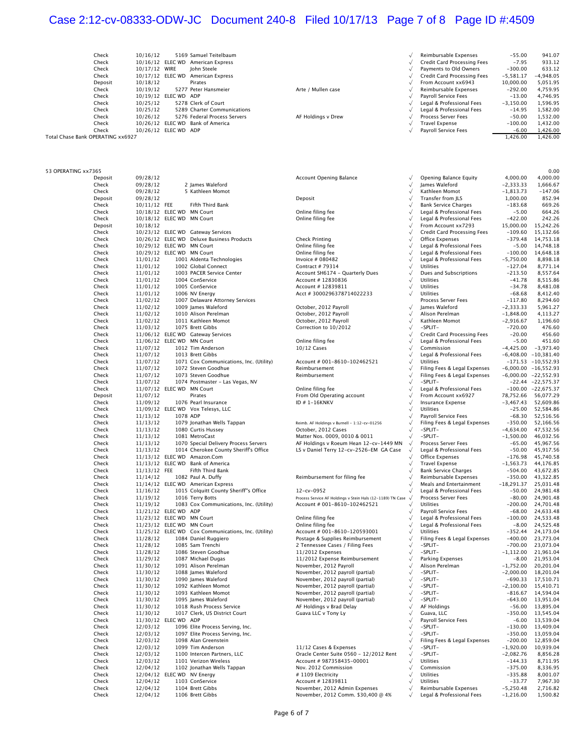| Type | Date | Num | Name | Memo | Clr | Split | Amount | Balance |
|---|---|---|---|---|---|---|---|---|
| Check | 10/16/12 | 5169 | Samuel Teitelbaum | | √ | Reimbursable Expenses | -55.00 | 941.07 |
| Check | 10/16/12 | ELEC WD | American Express | | √ | Credit Card Processing Fees | -7.95 | 933.12 |
| Check | 10/17/12 | WIRE | John Steele | | √ | Payments to Old Owners | -300.00 | 633.12 |
| Check | 10/17/12 | ELEC WD | American Express | | √ | Credit Card Processing Fees | -5,581.17 | -4,948.05 |
| Deposit | 10/18/12 | | Pirates | | √ | From Account xx6943 | 10,000.00 | 5,051.95 |
| Check | 10/19/12 | 5277 | Peter Hansmeier | Arte / Mullen case | √ | Reimbursable Expenses | -292.00 | 4,759.95 |
| Check | 10/19/12 | ELEC WD | ADP | | √ | Payroll Service Fees | -13.00 | 4,746.95 |
| Check | 10/25/12 | 5278 | Clerk of Court | | √ | Legal & Professional Fees | -3,150.00 | 1,596.95 |
| Check | 10/25/12 | 5289 | Charter Communications | | √ | Legal & Professional Fees | -14.95 | 1,582.00 |
| Check | 10/26/12 | 5276 | Federal Process Servers | AF Holdings v Drew | √ | Process Server Fees | -50.00 | 1,532.00 |
| Check | 10/26/12 | ELEC WD | Bank of America | | √ | Travel Expense | -100.00 | 1,432.00 |
| Check | 10/26/12 | ELEC WD | ADP | | √ | Payroll Service Fees | -6.00 | 1,426.00 |
| Total Chase Bank OPERATING xx6927 | | | | | | | 1,426.00 | 1,426.00 |

| Type | Date | Num | Name | Memo | Clr | Split | Amount | Balance |
|---|---|---|---|---|---|---|---|---|
| 53 OPERATING xx7365 | | | | | | | | 0.00 |
| Deposit | 09/28/12 | | | Account Opening Balance | √ | Opening Balance Equity | 4,000.00 | 4,000.00 |
| Check | 09/28/12 | 2 | James Waleford | | √ | James Waleford | -2,333.33 | 1,666.67 |
| Check | 09/28/12 | 5 | Kathleen Momot | | √ | Kathleen Momot | -1,813.73 | -147.06 |
| Deposit | 09/28/12 | | | Deposit | √ | Transfer from JLS | 1,000.00 | 852.94 |
| Check | 10/11/12 | FEE | Fifth Third Bank | | √ | Bank Service Charges | -183.68 | 669.26 |
| Check | 10/18/12 | ELEC WD | MN Court | Online filing fee | √ | Legal & Professional Fees | -5.00 | 664.26 |
| Check | 10/18/12 | ELEC WD | MN Court | Online filing fee | √ | Legal & Professional Fees | -422.00 | 242.26 |
| Deposit | 10/18/12 | | | | √ | From Account xx7293 | 15,000.00 | 15,242.26 |
| Check | 10/23/12 | ELEC WD | Gateway Services | | √ | Credit Card Processing Fees | -109.60 | 15,132.66 |
| Check | 10/26/12 | ELEC WD | Deluxe Business Products | Check Printing | √ | Office Expenses | -379.48 | 14,753.18 |
| Check | 10/29/12 | ELEC WD | MN Court | Online filing fee | √ | Legal & Professional Fees | -5.00 | 14,748.18 |
| Check | 10/29/12 | ELEC WD | MN Court | Online filing fee | √ | Legal & Professional Fees | -100.00 | 14,648.18 |
| Check | 11/01/12 | 1001 | Aldenta Technologies | Invoice # 080482 | √ | Legal & Professional Fees | -5,750.00 | 8,898.18 |
| Check | 11/01/12 | 1002 | Global Connect | Contract # 79314 | √ | Utilities | -127.04 | 8,771.14 |
| Check | 11/01/12 | 1003 | PACER Service Center | Account SH6174 - Quarterly Dues | √ | Dues and Subscriptions | -213.50 | 8,557.64 |
| Check | 11/01/12 | 1004 | ConService | Account # 12830836 | √ | Utilities | -41.78 | 8,515.86 |
| Check | 11/01/12 | 1005 | ConService | Account # 12839811 | √ | Utilities | -34.78 | 8,481.08 |
| Check | 11/01/12 | 1006 | NV Energy | Acct # 3000296378714022233 | √ | Utilities | -68.68 | 8,412.40 |
| Check | 11/02/12 | 1007 | Delaware Attorney Services | | | Process Server Fees | -117.80 | 8,294.60 |
| Check | 11/02/12 | 1009 | James Waleford | October, 2012 Payroll | √ | James Waleford | -2,333.33 | 5,961.27 |
| Check | 11/02/12 | 1010 | Alison Perelman | October, 2012 Payroll | √ | Alison Perelman | -1,848.00 | 4,113.27 |
| Check | 11/02/12 | 1011 | Kathleen Momot | October, 2012 Payroll | √ | Kathleen Momot | -2,916.67 | 1,196.60 |
| Check | 11/03/12 | 1075 | Brett Gibbs | Correction to 10/2012 | √ | -SPLIT- | -720.00 | 476.60 |
| Check | 11/06/12 | ELEC WD | Gateway Services | | √ | Credit Card Processing Fees | -20.00 | 456.60 |
| Check | 11/06/12 | ELEC WD | MN Court | Online filing fee | √ | Legal & Professional Fees | -5.00 | 451.60 |
| Check | 11/07/12 | 1012 | Tim Anderson | 10/12 Cases | √ | Commission | -4,425.00 | -3,973.40 |
| Check | 11/07/12 | 1013 | Brett Gibbs | | √ | Legal & Professional Fees | -6,408.00 | -10,381.40 |
| Check | 11/07/12 | 1071 | Cox Communications, Inc. (Utility) | Account # 001-8610-102462521 | √ | Utilities | -171.53 | -10,552.93 |
| Check | 11/07/12 | 1072 | Steven Goodhue | Reimbursement | √ | Filing Fees & Legal Expenses | -6,000.00 | -16,552.93 |
| Check | 11/07/12 | 1073 | Steven Goodhue | Reimbursement | √ | Filing Fees & Legal Expenses | -6,000.00 | -22,552.93 |
| Check | 11/07/12 | 1074 | Postmaster - Las Vegas, NV | | √ | -SPLIT- | -22.44 | -22,575.37 |
| Check | 11/07/12 | ELEC WD | MN Court | Online filing fee | √ | Legal & Professional Fees | -100.00 | -22,675.37 |
| Deposit | 11/07/12 | | Pirates | From Old Operating account | √ | From Account xx6927 | 78,752.66 | 56,077.29 |
| Check | 11/09/12 | 1076 | Pearl Insurance | ID # 1-16KNKV | √ | Insurance Expense | -3,467.43 | 52,609.86 |
| Check | 11/09/12 | ELEC WD | Vox Telesys, LLC | | √ | Utilities | -25.00 | 52,584.86 |
| Check | 11/13/12 | 1078 | ADP | | √ | Payroll Service Fees | -68.30 | 52,516.56 |
| Check | 11/13/12 | 1079 | Jonathan Wells Tappan | Reimb. AF Holdings v Burnell - 1:12-cv-01256 | √ | Filing Fees & Legal Expenses | -350.00 | 52,166.56 |
| Check | 11/13/12 | 1080 | Curtis Hussey | October, 2012 Cases | √ | -SPLIT- | -4,634.00 | 47,532.56 |
| Check | 11/13/12 | 1081 | MetroCast | Matter Nos. 0009, 0010 & 0011 | √ | -SPLIT- | -1,500.00 | 46,032.56 |
| Check | 11/13/12 | 1070 | Special Delivery Process Servers | AF Holdings v Roeum Hean 12-cv-1449 MN | √ | Process Server Fees | -65.00 | 45,967.56 |
| Check | 11/13/12 | 1014 | Cherokee County Sheriff's Office | LS v Daniel Terry 12-cv-2526-EM GA Case | √ | Legal & Professional Fees | -50.00 | 45,917.56 |
| Check | 11/13/12 | ELEC WD | Amazon.Com | | √ | Office Expenses | -176.98 | 45,740.58 |
| Check | 11/13/12 | ELEC WD | Bank of America | | √ | Travel Expense | -1,563.73 | 44,176.85 |
| Check | 11/13/12 | FEE | Fifth Third Bank | | √ | Bank Service Charges | -504.00 | 43,672.85 |
| Check | 11/14/12 | 1082 | Paul A. Duffy | Reimbursement for filing fee | √ | Reimbursable Expenses | -350.00 | 43,322.85 |
| Check | 11/14/12 | ELEC WD | American Express | | √ | Meals and Entertainment | -18,291.37 | 25,031.48 |
| Check | 11/16/12 | 1015 | Colquitt County Sheriff"s Office | 12-cv-0952 | √ | Legal & Professional Fees | -50.00 | 24,981.48 |
| Check | 11/19/12 | 1016 | Terry Botts | Process Service AF Holdings v Stein Hals (12-1189) TN Case | √ | Process Server Fees | -80.00 | 24,901.48 |
| Check | 11/19/12 | 1083 | Cox Communications, Inc. (Utility) | Account # 001-8610-102462521 | √ | Utilities | -200.00 | 24,701.48 |
| Check | 11/21/12 | ELEC WD | ADP | | √ | Payroll Service Fees | -68.00 | 24,633.48 |
| Check | 11/23/12 | ELEC WD | MN Court | Online filing fee | √ | Legal & Professional Fees | -100.00 | 24,533.48 |
| Check | 11/23/12 | ELEC WD | MN Court | Online filing fee | √ | Legal & Professional Fees | -8.00 | 24,525.48 |
| Check | 11/25/12 | ELEC WD | Cox Communications, Inc. (Utility) | Account # 001-8610-120593001 | √ | Utilities | -352.44 | 24,173.04 |
| Check | 11/28/12 | 1084 | Daniel Ruggiero | Postage & Supplies Reimbursement | √ | Filing Fees & Legal Expenses | -400.00 | 23,773.04 |
| Check | 11/28/12 | 1085 | Sam Trenchi | 2 Tennessee Cases / Filing Fees | √ | -SPLIT- | -700.00 | 23,073.04 |
| Check | 11/28/12 | 1086 | Steven Goodhue | 11/2012 Expenses | √ | -SPLIT- | -1,112.00 | 21,961.04 |
| Check | 11/29/12 | 1087 | Michael Dugas | 11/2012 Expense Reimbursement | √ | Parking Expenses | -8.00 | 21,953.04 |
| Check | 11/30/12 | 1091 | Alison Perelman | November, 2012 Payroll | √ | Alison Perelman | -1,752.00 | 20,201.04 |
| Check | 11/30/12 | 1088 | James Waleford | November, 2012 payroll (partial) | √ | -SPLIT- | -2,000.00 | 18,201.04 |
| Check | 11/30/12 | 1090 | James Waleford | November, 2012 payroll (partial) | √ | -SPLIT- | -690.33 | 17,510.71 |
| Check | 11/30/12 | 1092 | Kathleen Momot | November, 2012 payroll (partial) | √ | -SPLIT- | -2,100.00 | 15,410.71 |
| Check | 11/30/12 | 1093 | Kathleen Momot | November, 2012 payroll (partial) | √ | -SPLIT- | -816.67 | 14,594.04 |
| Check | 11/30/12 | 1095 | James Waleford | November, 2012 payroll (partial) | √ | -SPLIT- | -643.00 | 13,951.04 |
| Check | 11/30/12 | 1018 | Rush Process Service | AF Holdings v Brad Delay | √ | AF Holdings | -56.00 | 13,895.04 |
| Check | 11/30/12 | 1017 | Clerk, US District Court | Guava LLC v Tony Ly | √ | Guava, LLC | -350.00 | 13,545.04 |
| Check | 11/30/12 | ELEC WD | ADP | | √ | Payroll Service Fees | -6.00 | 13,539.04 |
| Check | 12/03/12 | 1096 | Elite Process Serving, Inc. | | √ | -SPLIT- | -130.00 | 13,409.04 |
| Check | 12/03/12 | 1097 | Elite Process Serving, Inc. | | √ | -SPLIT- | -350.00 | 13,059.04 |
| Check | 12/03/12 | 1098 | Alan Greenstein | | √ | Filing Fees & Legal Expenses | -200.00 | 12,859.04 |
| Check | 12/03/12 | 1099 | Tim Anderson | 11/12 Cases & Expenses | √ | -SPLIT- | -1,920.00 | 10,939.04 |
| Check | 12/03/12 | 1100 | Intercen Partners, LLC | Oracle Center Suite 0560 - 12/2012 Rent | √ | -SPLIT- | -2,082.76 | 8,856.28 |
| Check | 12/03/12 | 1101 | Verizon Wireless | Account # 987358435-00001 | √ | Utilities | -144.33 | 8,711.95 |
| Check | 12/04/12 | 1102 | Jonathan Wells Tappan | Nov. 2012 Commission | √ | Commission | -375.00 | 8,336.95 |
| Check | 12/04/12 | ELEC WD | NV Energy | # 1109 Electricity | √ | Utilities | -335.88 | 8,001.07 |
| Check | 12/04/12 | 1103 | ConService | Account # 12839811 | √ | Utilities | -33.77 | 7,967.30 |
| Check | 12/04/12 | 1104 | Brett Gibbs | November, 2012 Admin Expenses | √ | Reimbursable Expenses | -5,250.48 | 2,716.82 |
| Check | 12/04/12 | 1106 | Brett Gibbs | November, 2012 Comm. $30,400 @ 4% | √ | Legal & Professional Fees | -1,216.00 | 1,500.82 |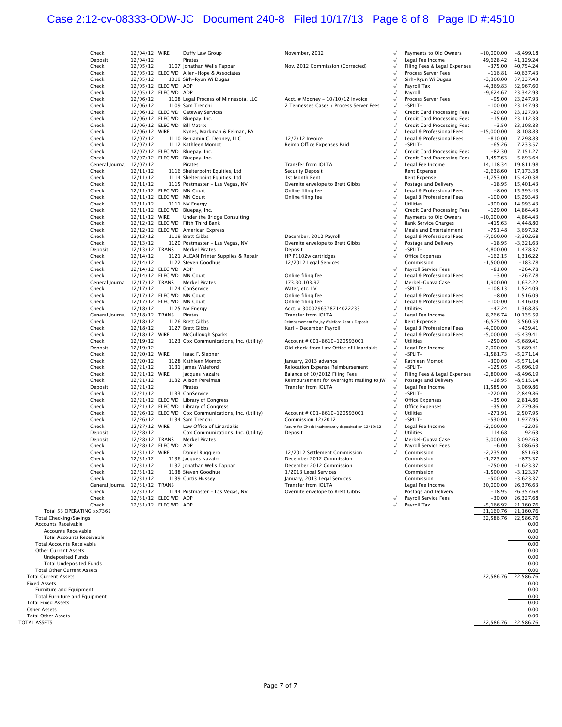| Type | Date | Num | Name | Memo | Clr | Split | Amount | Balance |
|---|---|---|---|---|---|---|---|---|
| Check | 12/04/12 | WIRE | Duffy Law Group | November, 2012 | √ | Payments to Old Owners | -10,000.00 | -8,499.18 |
| Deposit | 12/04/12 | | Pirates | | √ | Legal Fee Income | 49,628.42 | 41,129.24 |
| Check | 12/05/12 | 1107 | Jonathan Wells Tappan | Nov. 2012 Commission (Corrected) | √ | Filing Fees & Legal Expenses | -375.00 | 40,754.24 |
| Check | 12/05/12 | ELEC WD | Allen-Hope & Associates | | √ | Process Server Fees | -116.81 | 40,637.43 |
| Check | 12/05/12 | 1019 | Sirh-Ryun Wi Dugas | | √ | Sirh-Ryun Wi Dugas | -3,300.00 | 37,337.43 |
| Check | 12/05/12 | ELEC WD | ADP | | √ | Payroll Tax | -4,369.83 | 32,967.60 |
| Check | 12/05/12 | ELEC WD | ADP | | √ | Payroll | -9,624.67 | 23,342.93 |
| Check | 12/06/12 | 1108 | Legal Process of Minnesota, LLC | Acct. # Mooney - 10/10/12 Invoice | √ | Process Server Fees | -95.00 | 23,247.93 |
| Check | 12/06/12 | 1109 | Sam Trenchi | 2 Tennessee Cases / Process Server Fees | √ | -SPLIT- | -100.00 | 23,147.93 |
| Check | 12/06/12 | ELEC WD | Gateway Services | | √ | Credit Card Processing Fees | -20.00 | 23,127.93 |
| Check | 12/06/12 | ELEC WD | Bluepay, Inc. | | √ | Credit Card Processing Fees | -15.60 | 23,112.33 |
| Check | 12/06/12 | ELEC WD | Bill Matrix | | √ | Credit Card Processing Fees | -3.50 | 23,108.83 |
| Check | 12/06/12 | WIRE | Kynes, Markman & Felman, PA | | √ | Legal & Professional Fees | -15,000.00 | 8,108.83 |
| Check | 12/07/12 | 1110 | Benjamin C. Debney, LLC | 12/7/12 Invoice | √ | Legal & Professional Fees | -810.00 | 7,298.83 |
| Check | 12/07/12 | 1112 | Kathleen Momot | Reimb Office Expenses Paid | √ | -SPLIT- | -65.26 | 7,233.57 |
| Check | 12/07/12 | ELEC WD | Bluepay, Inc. | | √ | Credit Card Processing Fees | -82.30 | 7,151.27 |
| Check | 12/07/12 | ELEC WD | Bluepay, Inc. | | √ | Credit Card Processing Fees | -1,457.63 | 5,693.64 |
| General Journal | 12/07/12 | | Pirates | Transfer from IOLTA | √ | Legal Fee Income | 14,118.34 | 19,811.98 |
| Check | 12/11/12 | 1116 | Shelterpoint Equities, Ltd | Security Deposit | | Rent Expense | -2,638.60 | 17,173.38 |
| Check | 12/11/12 | 1114 | Shelterpoint Equities, Ltd | 1st Month Rent | | Rent Expense | -1,753.00 | 15,420.38 |
| Check | 12/11/12 | 1115 | Postmaster - Las Vegas, NV | Overnite envelope to Brett Gibbs | √ | Postage and Delivery | -18.95 | 15,401.43 |
| Check | 12/11/12 | ELEC WD | MN Court | Online filing fee | √ | Legal & Professional Fees | -8.00 | 15,393.43 |
| Check | 12/11/12 | ELEC WD | MN Court | Online filing fee | √ | Legal & Professional Fees | -100.00 | 15,293.43 |
| Check | 12/11/12 | 1111 | NV Energy | | √ | Utilities | -300.00 | 14,993.43 |
| Check | 12/11/12 | ELEC WD | Bluepay, Inc. | | √ | Credit Card Processing Fees | -129.00 | 14,864.43 |
| Check | 12/11/12 | WIRE | Under the Bridge Consulting | | √ | Payments to Old Owners | -10,000.00 | 4,864.43 |
| Check | 12/12/12 | ELEC WD | Fifth Third Bank | | √ | Bank Service Charges | -415.63 | 4,448.80 |
| Check | 12/12/12 | ELEC WD | American Express | | √ | Meals and Entertainment | -751.48 | 3,697.32 |
| Check | 12/13/12 | 1119 | Brett Gibbs | December, 2012 Payroll | √ | Legal & Professional Fees | -7,000.00 | -3,302.68 |
| Check | 12/13/12 | 1120 | Postmaster - Las Vegas, NV | Overnite envelope to Brett Gibbs | √ | Postage and Delivery | -18.95 | -3,321.63 |
| Deposit | 12/13/12 | TRANS | Merkel Pirates | Deposit | √ | -SPLIT- | 4,800.00 | 1,478.37 |
| Check | 12/14/12 | 1121 | ALCAN Printer Supplies & Repair | HP P1102w cartridges | √ | Office Expenses | -162.15 | 1,316.22 |
| Check | 12/14/12 | 1122 | Steven Goodhue | 12/2012 Legal Services | | Commission | -1,500.00 | -183.78 |
| Check | 12/14/12 | ELEC WD | ADP | | √ | Payroll Service Fees | -81.00 | -264.78 |
| Check | 12/14/12 | ELEC WD | MN Court | Online filing fee | √ | Legal & Professional Fees | -3.00 | -267.78 |
| General Journal | 12/17/12 | TRANS | Merkel Pirates | 173.30.103.97 | √ | Merkel-Guava Case | 1,900.00 | 1,632.22 |
| Check | 12/17/12 | 1124 | ConService | Water, etc. LV | √ | -SPLIT- | -108.13 | 1,524.09 |
| Check | 12/17/12 | ELEC WD | MN Court | Online filing fee | √ | Legal & Professional Fees | -8.00 | 1,516.09 |
| Check | 12/17/12 | ELEC WD | MN Court | Online filing fee | √ | Legal & Professional Fees | -100.00 | 1,416.09 |
| Check | 12/18/12 | 1125 | NV Energy | Acct. # 3000296378714022233 | √ | Utilities | -47.24 | 1,368.85 |
| General Journal | 12/18/12 | TRANS | Pirates | Transfer from IOLTA | √ | Legal Fee Income | 8,766.74 | 10,135.59 |
| Check | 12/18/12 | 1126 | Brett Gibbs | Reimbursement for Jay Waleford Rent / Deposit | √ | Rent Expense | -6,575.00 | 3,560.59 |
| Check | 12/18/12 | 1127 | Brett Gibbs | Karl - December Payroll | √ | Legal & Professional Fees | -4,000.00 | -439.41 |
| Check | 12/18/12 | WIRE | McCullough Sparks | | √ | Legal & Professional Fees | -5,000.00 | -5,439.41 |
| Check | 12/19/12 | 1123 | Cox Communications, Inc. (Utility) | Account # 001-8610-120593001 | √ | Utilities | -250.00 | -5,689.41 |
| Deposit | 12/19/12 | | | Old check from Law Office of Linardakis | √ | Legal Fee Income | 2,000.00 | -3,689.41 |
| Check | 12/20/12 | WIRE | Isaac F. Slepner | | √ | -SPLIT- | -1,581.73 | -5,271.14 |
| Check | 12/20/12 | 1128 | Kathleen Momot | January, 2013 advance | √ | Kathleen Momot | -300.00 | -5,571.14 |
| Check | 12/21/12 | 1131 | James Waleford | Relocation Expense Reimbursement | √ | -SPLIT- | -125.05 | -5,696.19 |
| Check | 12/21/12 | WIRE | Jacques Nazaire | Balance of 10/2012 Filing Fees | √ | Filing Fees & Legal Expenses | -2,800.00 | -8,496.19 |
| Check | 12/21/12 | 1132 | Alison Perelman | Reimbursement for overnight mailing to JW | √ | Postage and Delivery | -18.95 | -8,515.14 |
| Deposit | 12/21/12 | | Pirates | Transfer from IOLTA | √ | Legal Fee Income | 11,585.00 | 3,069.86 |
| Check | 12/21/12 | 1133 | ConService | | √ | -SPLIT- | -220.00 | 2,849.86 |
| Check | 12/21/12 | ELEC WD | Library of Congress | | √ | Office Expenses | -35.00 | 2,814.86 |
| Check | 12/21/12 | ELEC WD | Library of Congress | | √ | Office Expenses | -35.00 | 2,779.86 |
| Check | 12/26/12 | ELEC WD | Cox Communications, Inc. (Utility) | Account # 001-8610-120593001 | √ | Utilities | -271.91 | 2,507.95 |
| Check | 12/26/12 | 1134 | Sam Trenchi | Commission 12/2012 | √ | -SPLIT- | -530.00 | 1,977.95 |
| Check | 12/27/12 | WIRE | Law Office of Linardakis | Return for Check inadvertantly deposited on 12/19/12 | √ | Legal Fee Income | -2,000.00 | -22.05 |
| Deposit | 12/28/12 | | Cox Communications, Inc. (Utility) | Deposit | √ | Utilities | 114.68 | 92.63 |
| Deposit | 12/28/12 | TRANS | Merkel Pirates | | √ | Merkel-Guava Case | 3,000.00 | 3,092.63 |
| Check | 12/28/12 | ELEC WD | ADP | | √ | Payroll Service Fees | -6.00 | 3,086.63 |
| Check | 12/31/12 | WIRE | Daniel Ruggiero | 12/2012 Settlement Commission | √ | Commission | -2,235.00 | 851.63 |
| Check | 12/31/12 | 1136 | Jacques Nazaire | December 2012 Commission | | Commission | -1,725.00 | -873.37 |
| Check | 12/31/12 | 1137 | Jonathan Wells Tappan | December 2012 Commission | | Commission | -750.00 | -1,623.37 |
| Check | 12/31/12 | 1138 | Steven Goodhue | 1/2013 Legal Services | | Commission | -1,500.00 | -3,123.37 |
| Check | 12/31/12 | 1139 | Curtis Hussey | January, 2013 Legal Services | | Commission | -500.00 | -3,623.37 |
| General Journal | 12/31/12 | TRANS | | Transfer from IOLTA | | Legal Fee Income | 30,000.00 | 26,376.63 |
| Check | 12/31/12 | 1144 | Postmaster - Las Vegas, NV | Overnite envelope to Brett Gibbs | | Postage and Delivery | -18.95 | 26,357.68 |
| Check | 12/31/12 | ELEC WD | ADP | | √ | Payroll Service Fees | -30.00 | 26,327.68 |
| Check | 12/31/12 | ELEC WD | ADP | | √ | Payroll Tax | -5,166.92 | 21,160.76 |
| Total 53 OPERATING xx7365 | | | | | | | 21,160.76 | 21,160.76 |
| Total Checking/Savings | | | | | | | 22,586.76 | 22,586.76 |
| Accounts Receivable | | | | | | | | |
| Accounts Receivable | | | | | | | | 0.00 |
| Total Accounts Receivable | | | | | | | | 0.00 |
| Total Accounts Receivable | | | | | | | | 0.00 |
| Other Current Assets | | | | | | | | 0.00 |
| Undeposited Funds | | | | | | | | 0.00 |
| Total Undeposited Funds | | | | | | | | 0.00 |
| Total Other Current Assets | | | | | | | | 0.00 |
| Total Current Assets | | | | | | | 22,586.76 | 22,586.76 |
| Fixed Assets | | | | | | | | 0.00 |
| Furniture and Equipment | | | | | | | | 0.00 |
| Total Furniture and Equipment | | | | | | | | 0.00 |
| Total Fixed Assets | | | | | | | | 0.00 |
| Other Assets | | | | | | | | 0.00 |
| Total Other Assets | | | | | | | | 0.00 |
| TOTAL ASSETS | | | | | | | 22,586.76 | 22,586.76 |